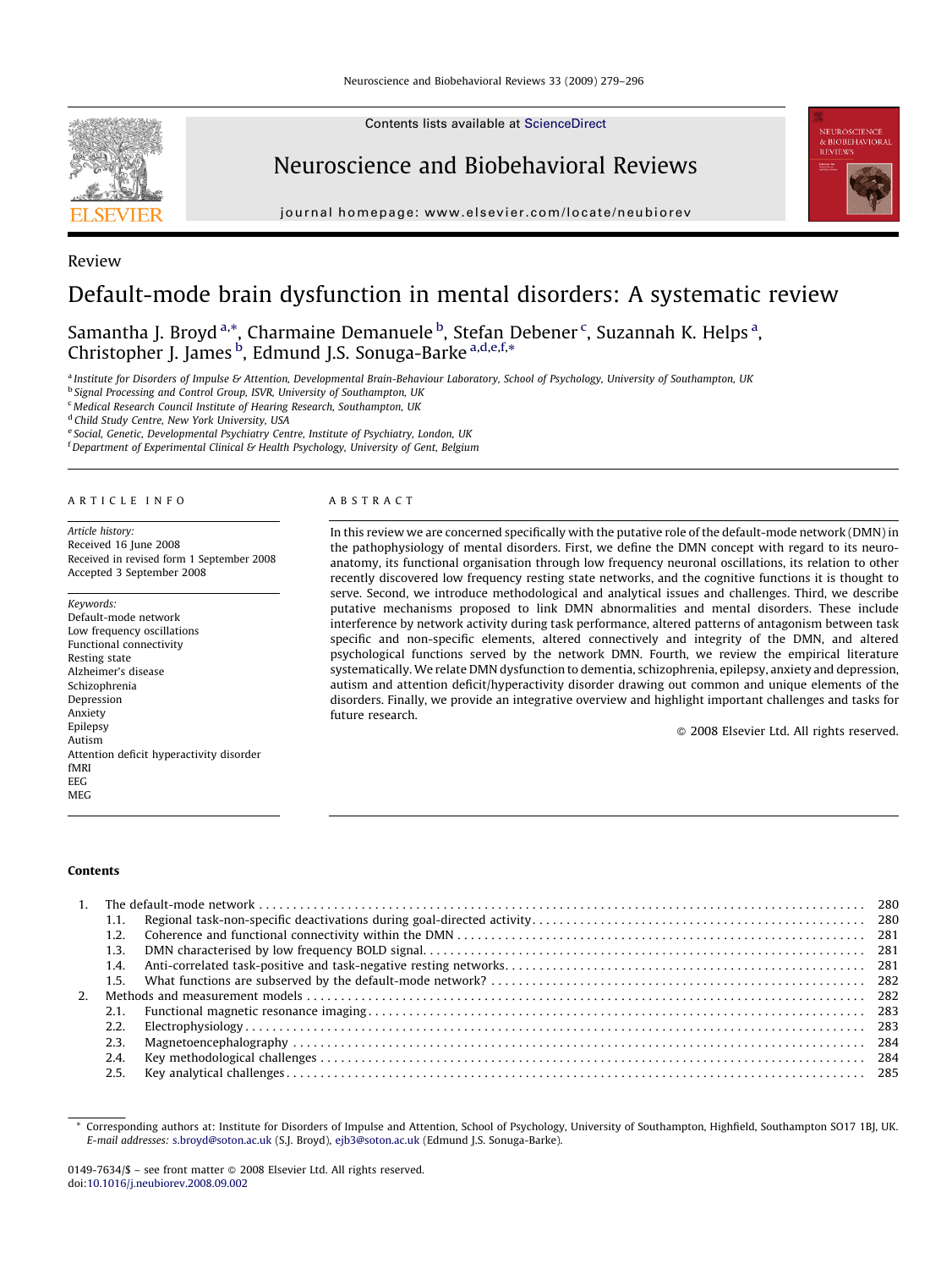Contents lists available at ScienceDirect

Neuroscience and Biobehavioral Reviews

journal homepage: www.elsevier.com/locate/neubiorev

Review

# Default-mode brain dysfunction in mental disorders: A systematic review

Samantha J. Broyd [a,*], Charmaine Demanuele [b], Stefan Debener [c], Suzannah K. Helps [a], Christopher J. James [b], Edmund J.S. Sonuga-Barke [a,d,e,f,*]

[a] Institute for Disorders of Impulse & Attention, Developmental Brain-Behaviour Laboratory, School of Psychology, University of Southampton, UK
[b] Signal Processing and Control Group, ISVR, University of Southampton, UK
[c] Medical Research Council Institute of Hearing Research, Southampton, UK
[d] Child Study Centre, New York University, USA
[e] Social, Genetic, Developmental Psychiatry Centre, Institute of Psychiatry, London, UK
[f] Department of Experimental Clinical & Health Psychology, University of Gent, Belgium

## ARTICLE INFO

*Article history:*
Received 16 June 2008
Received in revised form 1 September 2008
Accepted 3 September 2008

*Keywords:*
Default-mode network
Low frequency oscillations
Functional connectivity
Resting state
Alzheimer's disease
Schizophrenia
Depression
Anxiety
Epilepsy
Autism
Attention deficit hyperactivity disorder
fMRI
EEG
MEG

## ABSTRACT

In this review we are concerned specifically with the putative role of the default-mode network (DMN) in the pathophysiology of mental disorders. First, we define the DMN concept with regard to its neuroanatomy, its functional organisation through low frequency neuronal oscillations, its relation to other recently discovered low frequency resting state networks, and the cognitive functions it is thought to serve. Second, we introduce methodological and analytical issues and challenges. Third, we describe putative mechanisms proposed to link DMN abnormalities and mental disorders. These include interference by network activity during task performance, altered patterns of antagonism between task specific and non-specific elements, altered connectively and integrity of the DMN, and altered psychological functions served by the network DMN. Fourth, we review the empirical literature systematically. We relate DMN dysfunction to dementia, schizophrenia, epilepsy, anxiety and depression, autism and attention deficit/hyperactivity disorder drawing out common and unique elements of the disorders. Finally, we provide an integrative overview and highlight important challenges and tasks for future research.

© 2008 Elsevier Ltd. All rights reserved.

## Contents

| | | |
|---|---|---|
| 1. | The default-mode network | 280 |
| | 1.1. Regional task-non-specific deactivations during goal-directed activity | 280 |
| | 1.2. Coherence and functional connectivity within the DMN | 281 |
| | 1.3. DMN characterised by low frequency BOLD signal | 281 |
| | 1.4. Anti-correlated task-positive and task-negative resting networks | 281 |
| | 1.5. What functions are subserved by the default-mode network? | 282 |
| 2. | Methods and measurement models | 282 |
| | 2.1. Functional magnetic resonance imaging | 283 |
| | 2.2. Electrophysiology | 283 |
| | 2.3. Magnetoencephalography | 284 |
| | 2.4. Key methodological challenges | 284 |
| | 2.5. Key analytical challenges | 285 |

\* Corresponding authors at: Institute for Disorders of Impulse and Attention, School of Psychology, University of Southampton, Highfield, Southampton SO17 1BJ, UK. *E-mail addresses:* s.broyd@soton.ac.uk (S.J. Broyd), ejb3@soton.ac.uk (Edmund J.S. Sonuga-Barke).

0149-7634/$ – see front matter © 2008 Elsevier Ltd. All rights reserved.
doi:10.1016/j.neubiorev.2008.09.002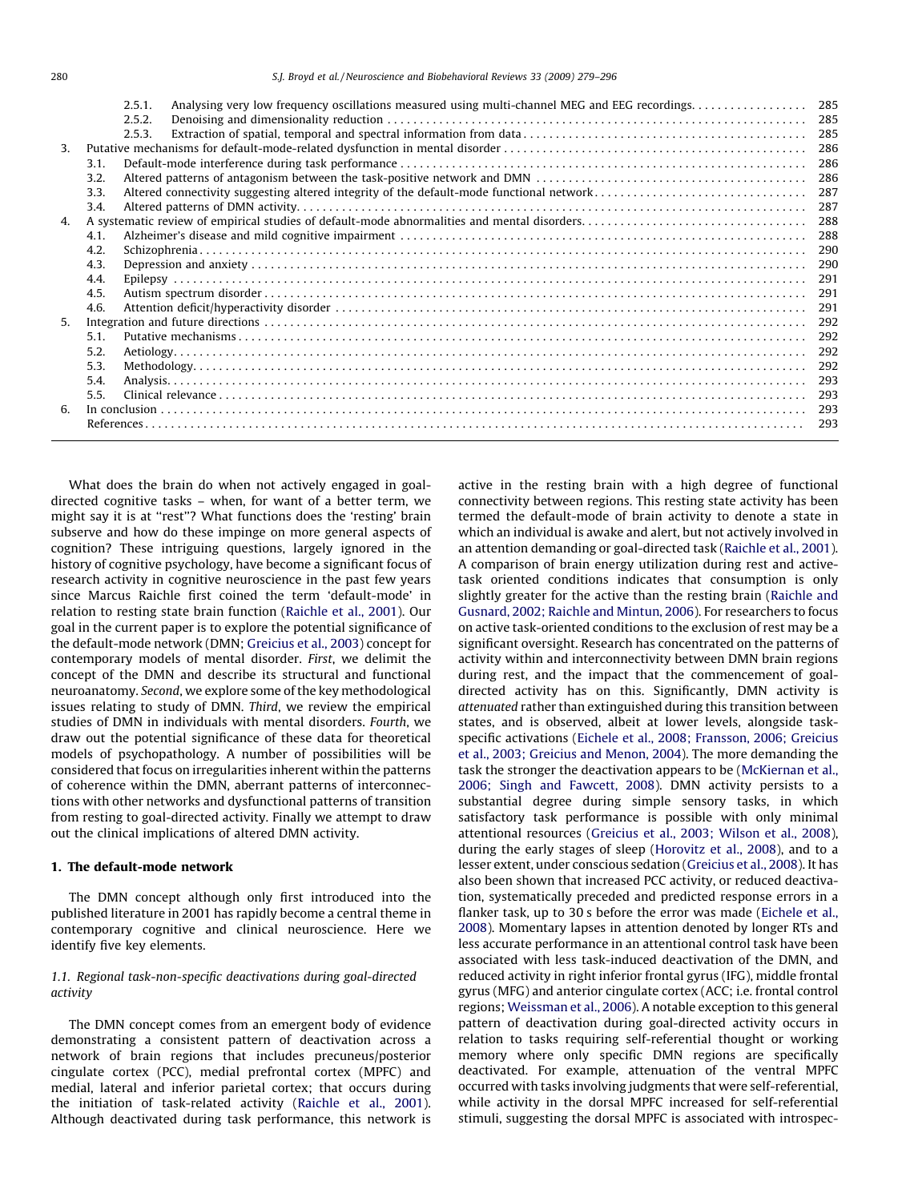2.5.1. Analysing very low frequency oscillations measured using multi-channel MEG and EEG recordings . . . . . . . . . . . . . . . . . 285
2.5.2. Denoising and dimensionality reduction . . . . . . . . . . . . . . . . . . . . . . . . . . . . . . . . . . . . . . . . . . . . . . . . . . . . . . . . . . . . 285
2.5.3. Extraction of spatial, temporal and spectral information from data . . . . . . . . . . . . . . . . . . . . . . . . . . . . . . . . . . . . . . . . 285

3. Putative mechanisms for default-mode-related dysfunction in mental disorder . . . . . . . . . . . . . . . . . . . . . . . . . . . . . . . . . . . . . . . . . . 286
   3.1. Default-mode interference during task performance . . . . . . . . . . . . . . . . . . . . . . . . . . . . . . . . . . . . . . . . . . . . . . . . . . . . . . . 286
   3.2. Altered patterns of antagonism between the task-positive network and DMN . . . . . . . . . . . . . . . . . . . . . . . . . . . . . . . . . . . . . . 286
   3.3. Altered connectivity suggesting altered integrity of the default-mode functional network . . . . . . . . . . . . . . . . . . . . . . . . . . . . . . 287
   3.4. Altered patterns of DMN activity. . . . . . . . . . . . . . . . . . . . . . . . . . . . . . . . . . . . . . . . . . . . . . . . . . . . . . . . . . . . . . . . . . . 287
4. A systematic review of empirical studies of default-mode abnormalities and mental disorders. . . . . . . . . . . . . . . . . . . . . . . . . . . . . . . . 288
   4.1. Alzheimer's disease and mild cognitive impairment . . . . . . . . . . . . . . . . . . . . . . . . . . . . . . . . . . . . . . . . . . . . . . . . . . . . . . . 288
   4.2. Schizophrenia . . . . . . . . . . . . . . . . . . . . . . . . . . . . . . . . . . . . . . . . . . . . . . . . . . . . . . . . . . . . . . . . . . . . . . . . . . . . . . . 290
   4.3. Depression and anxiety . . . . . . . . . . . . . . . . . . . . . . . . . . . . . . . . . . . . . . . . . . . . . . . . . . . . . . . . . . . . . . . . . . . . . . . . . 290
   4.4. Epilepsy . . . . . . . . . . . . . . . . . . . . . . . . . . . . . . . . . . . . . . . . . . . . . . . . . . . . . . . . . . . . . . . . . . . . . . . . . . . . . . . . . . 291
   4.5. Autism spectrum disorder . . . . . . . . . . . . . . . . . . . . . . . . . . . . . . . . . . . . . . . . . . . . . . . . . . . . . . . . . . . . . . . . . . . . . . . 291
   4.6. Attention deficit/hyperactivity disorder . . . . . . . . . . . . . . . . . . . . . . . . . . . . . . . . . . . . . . . . . . . . . . . . . . . . . . . . . . . . . 291
5. Integration and future directions . . . . . . . . . . . . . . . . . . . . . . . . . . . . . . . . . . . . . . . . . . . . . . . . . . . . . . . . . . . . . . . . . . . . . . . . 292
   5.1. Putative mechanisms . . . . . . . . . . . . . . . . . . . . . . . . . . . . . . . . . . . . . . . . . . . . . . . . . . . . . . . . . . . . . . . . . . . . . . . . . . . 292
   5.2. Aetiology. . . . . . . . . . . . . . . . . . . . . . . . . . . . . . . . . . . . . . . . . . . . . . . . . . . . . . . . . . . . . . . . . . . . . . . . . . . . . . . . . . 292
   5.3. Methodology. . . . . . . . . . . . . . . . . . . . . . . . . . . . . . . . . . . . . . . . . . . . . . . . . . . . . . . . . . . . . . . . . . . . . . . . . . . . . . . . 292
   5.4. Analysis. . . . . . . . . . . . . . . . . . . . . . . . . . . . . . . . . . . . . . . . . . . . . . . . . . . . . . . . . . . . . . . . . . . . . . . . . . . . . . . . . . . 293
   5.5. Clinical relevance . . . . . . . . . . . . . . . . . . . . . . . . . . . . . . . . . . . . . . . . . . . . . . . . . . . . . . . . . . . . . . . . . . . . . . . . . . . 293
6. In conclusion . . . . . . . . . . . . . . . . . . . . . . . . . . . . . . . . . . . . . . . . . . . . . . . . . . . . . . . . . . . . . . . . . . . . . . . . . . . . . . . . . . . . . 293
   References . . . . . . . . . . . . . . . . . . . . . . . . . . . . . . . . . . . . . . . . . . . . . . . . . . . . . . . . . . . . . . . . . . . . . . . . . . . . . . . . . . . . . 293

What does the brain do when not actively engaged in goal-directed cognitive tasks – when, for want of a better term, we might say it is at "rest"? What functions does the 'resting' brain subserve and how do these impinge on more general aspects of cognition? These intriguing questions, largely ignored in the history of cognitive psychology, have become a significant focus of research activity in cognitive neuroscience in the past few years since Marcus Raichle first coined the term 'default-mode' in relation to resting state brain function (Raichle et al., 2001). Our goal in the current paper is to explore the potential significance of the default-mode network (DMN; Greicius et al., 2003) concept for contemporary models of mental disorder. *First*, we delimit the concept of the DMN and describe its structural and functional neuroanatomy. *Second*, we explore some of the key methodological issues relating to study of DMN. *Third*, we review the empirical studies of DMN in individuals with mental disorders. *Fourth*, we draw out the potential significance of these data for theoretical models of psychopathology. A number of possibilities will be considered that focus on irregularities inherent within the patterns of coherence within the DMN, aberrant patterns of interconnections with other networks and dysfunctional patterns of transition from resting to goal-directed activity. Finally we attempt to draw out the clinical implications of altered DMN activity.

## 1. The default-mode network

The DMN concept although only first introduced into the published literature in 2001 has rapidly become a central theme in contemporary cognitive and clinical neuroscience. Here we identify five key elements.

### 1.1. Regional task-non-specific deactivations during goal-directed activity

The DMN concept comes from an emergent body of evidence demonstrating a consistent pattern of deactivation across a network of brain regions that includes precuneus/posterior cingulate cortex (PCC), medial prefrontal cortex (MPFC) and medial, lateral and inferior parietal cortex; that occurs during the initiation of task-related activity (Raichle et al., 2001). Although deactivated during task performance, this network is active in the resting brain with a high degree of functional connectivity between regions. This resting state activity has been termed the default-mode of brain activity to denote a state in which an individual is awake and alert, but not actively involved in an attention demanding or goal-directed task (Raichle et al., 2001). A comparison of brain energy utilization during rest and active-task oriented conditions indicates that consumption is only slightly greater for the active than the resting brain (Raichle and Gusnard, 2002; Raichle and Mintun, 2006). For researchers to focus on active task-oriented conditions to the exclusion of rest may be a significant oversight. Research has concentrated on the patterns of activity within and interconnectivity between DMN brain regions during rest, and the impact that the commencement of goal-directed activity has on this. Significantly, DMN activity is *attenuated* rather than extinguished during this transition between states, and is observed, albeit at lower levels, alongside task-specific activations (Eichele et al., 2008; Fransson, 2006; Greicius et al., 2003; Greicius and Menon, 2004). The more demanding the task the stronger the deactivation appears to be (McKiernan et al., 2006; Singh and Fawcett, 2008). DMN activity persists to a substantial degree during simple sensory tasks, in which satisfactory task performance is possible with only minimal attentional resources (Greicius et al., 2003; Wilson et al., 2008), during the early stages of sleep (Horovitz et al., 2008), and to a lesser extent, under conscious sedation (Greicius et al., 2008). It has also been shown that increased PCC activity, or reduced deactivation, systematically preceded and predicted response errors in a flanker task, up to 30 s before the error was made (Eichele et al., 2008). Momentary lapses in attention denoted by longer RTs and less accurate performance in an attentional control task have been associated with less task-induced deactivation of the DMN, and reduced activity in right inferior frontal gyrus (IFG), middle frontal gyrus (MFG) and anterior cingulate cortex (ACC; i.e. frontal control regions; Weissman et al., 2006). A notable exception to this general pattern of deactivation during goal-directed activity occurs in relation to tasks requiring self-referential thought or working memory where only specific DMN regions are specifically deactivated. For example, attenuation of the ventral MPFC occurred with tasks involving judgments that were self-referential, while activity in the dorsal MPFC increased for self-referential stimuli, suggesting the dorsal MPFC is associated with introspec-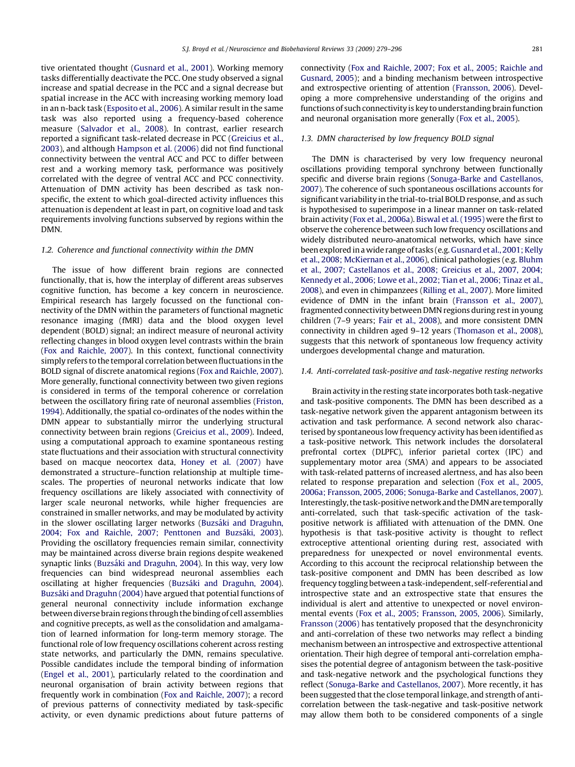tive orientated thought (Gusnard et al., 2001). Working memory tasks differentially deactivate the PCC. One study observed a signal increase and spatial decrease in the PCC and a signal decrease but spatial increase in the ACC with increasing working memory load in an n-back task (Esposito et al., 2006). A similar result in the same task was also reported using a frequency-based coherence measure (Salvador et al., 2008). In contrast, earlier research reported a significant task-related decrease in PCC (Greicius et al., 2003), and although Hampson et al. (2006) did not find functional connectivity between the ventral ACC and PCC to differ between rest and a working memory task, performance was positively correlated with the degree of ventral ACC and PCC connectivity. Attenuation of DMN activity has been described as task non-specific, the extent to which goal-directed activity influences this attenuation is dependent at least in part, on cognitive load and task requirements involving functions subserved by regions within the DMN.

### 1.2. Coherence and functional connectivity within the DMN

The issue of how different brain regions are connected functionally, that is, how the interplay of different areas subserves cognitive function, has become a key concern in neuroscience. Empirical research has largely focussed on the functional connectivity of the DMN within the parameters of functional magnetic resonance imaging (fMRI) data and the blood oxygen level dependent (BOLD) signal; an indirect measure of neuronal activity reflecting changes in blood oxygen level contrasts within the brain (Fox and Raichle, 2007). In this context, functional connectivity simply refers to the temporal correlation between fluctuations in the BOLD signal of discrete anatomical regions (Fox and Raichle, 2007). More generally, functional connectivity between two given regions is considered in terms of the temporal coherence or correlation between the oscillatory firing rate of neuronal assemblies (Friston, 1994). Additionally, the spatial co-ordinates of the nodes within the DMN appear to substantially mirror the underlying structural connectivity between brain regions (Greicius et al., 2009). Indeed, using a computational approach to examine spontaneous resting state fluctuations and their association with structural connectivity based on macque neocortex data, Honey et al. (2007) have demonstrated a structure–function relationship at multiple time-scales. The properties of neuronal networks indicate that low frequency oscillations are likely associated with connectivity of larger scale neuronal networks, while higher frequencies are constrained in smaller networks, and may be modulated by activity in the slower oscillating larger networks (Buzsáki and Draguhn, 2004; Fox and Raichle, 2007; Penttonen and Buzsáki, 2003). Providing the oscillatory frequencies remain similar, connectivity may be maintained across diverse brain regions despite weakened synaptic links (Buzsáki and Draguhn, 2004). In this way, very low frequencies can bind widespread neuronal assemblies each oscillating at higher frequencies (Buzsáki and Draguhn, 2004). Buzsáki and Draguhn (2004) have argued that potential functions of general neuronal connectivity include information exchange between diverse brain regions through the binding of cell assemblies and cognitive percepts, as well as the consolidation and amalgamation of learned information for long-term memory storage. The functional role of low frequency oscillations coherent across resting state networks, and particularly the DMN, remains speculative. Possible candidates include the temporal binding of information (Engel et al., 2001), particularly related to the coordination and neuronal organisation of brain activity between regions that frequently work in combination (Fox and Raichle, 2007); a record of previous patterns of connectivity mediated by task-specific activity, or even dynamic predictions about future patterns of connectivity (Fox and Raichle, 2007; Fox et al., 2005; Raichle and Gusnard, 2005); and a binding mechanism between introspective and extrospective orienting of attention (Fransson, 2006). Developing a more comprehensive understanding of the origins and functions of such connectivity is key to understanding brain function and neuronal organisation more generally (Fox et al., 2005).

### 1.3. DMN characterised by low frequency BOLD signal

The DMN is characterised by very low frequency neuronal oscillations providing temporal synchrony between functionally specific and diverse brain regions (Sonuga-Barke and Castellanos, 2007). The coherence of such spontaneous oscillations accounts for significant variability in the trial-to-trial BOLD response, and as such is hypothesised to superimpose in a linear manner on task-related brain activity (Fox et al., 2006a). Biswal et al. (1995) were the first to observe the coherence between such low frequency oscillations and widely distributed neuro-anatomical networks, which have since been explored in a wide range of tasks (e.g. Gusnard et al., 2001; Kelly et al., 2008; McKiernan et al., 2006), clinical pathologies (e.g. Bluhm et al., 2007; Castellanos et al., 2008; Greicius et al., 2007, 2004; Kennedy et al., 2006; Lowe et al., 2002; Tian et al., 2006; Tinaz et al., 2008), and even in chimpanzees (Rilling et al., 2007). More limited evidence of DMN in the infant brain (Fransson et al., 2007), fragmented connectivity between DMN regions during rest in young children (7–9 years; Fair et al., 2008), and more consistent DMN connectivity in children aged 9–12 years (Thomason et al., 2008), suggests that this network of spontaneous low frequency activity undergoes developmental change and maturation.

### 1.4. Anti-correlated task-positive and task-negative resting networks

Brain activity in the resting state incorporates both task-negative and task-positive components. The DMN has been described as a task-negative network given the apparent antagonism between its activation and task performance. A second network also characterised by spontaneous low frequency activity has been identified as a task-positive network. This network includes the dorsolateral prefrontal cortex (DLPFC), inferior parietal cortex (IPC) and supplementary motor area (SMA) and appears to be associated with task-related patterns of increased alertness, and has also been related to response preparation and selection (Fox et al., 2005, 2006a; Fransson, 2005, 2006; Sonuga-Barke and Castellanos, 2007). Interestingly, the task-positive network and the DMN are temporally anti-correlated, such that task-specific activation of the task-positive network is affiliated with attenuation of the DMN. One hypothesis is that task-positive activity is thought to reflect extroceptive attentional orienting during rest, associated with preparedness for unexpected or novel environmental events. According to this account the reciprocal relationship between the task-positive component and DMN has been described as low frequency toggling between a task-independent, self-referential and introspective state and an extrospective state that ensures the individual is alert and attentive to unexpected or novel environmental events (Fox et al., 2005; Fransson, 2005, 2006). Similarly, Fransson (2006) has tentatively proposed that the desynchronicity and anti-correlation of these two networks may reflect a binding mechanism between an introspective and extrospective attentional orientation. Their high degree of temporal anti-correlation emphasises the potential degree of antagonism between the task-positive and task-negative network and the psychological functions they reflect (Sonuga-Barke and Castellanos, 2007). More recently, it has been suggested that the close temporal linkage, and strength of anti-correlation between the task-negative and task-positive network may allow them both to be considered components of a single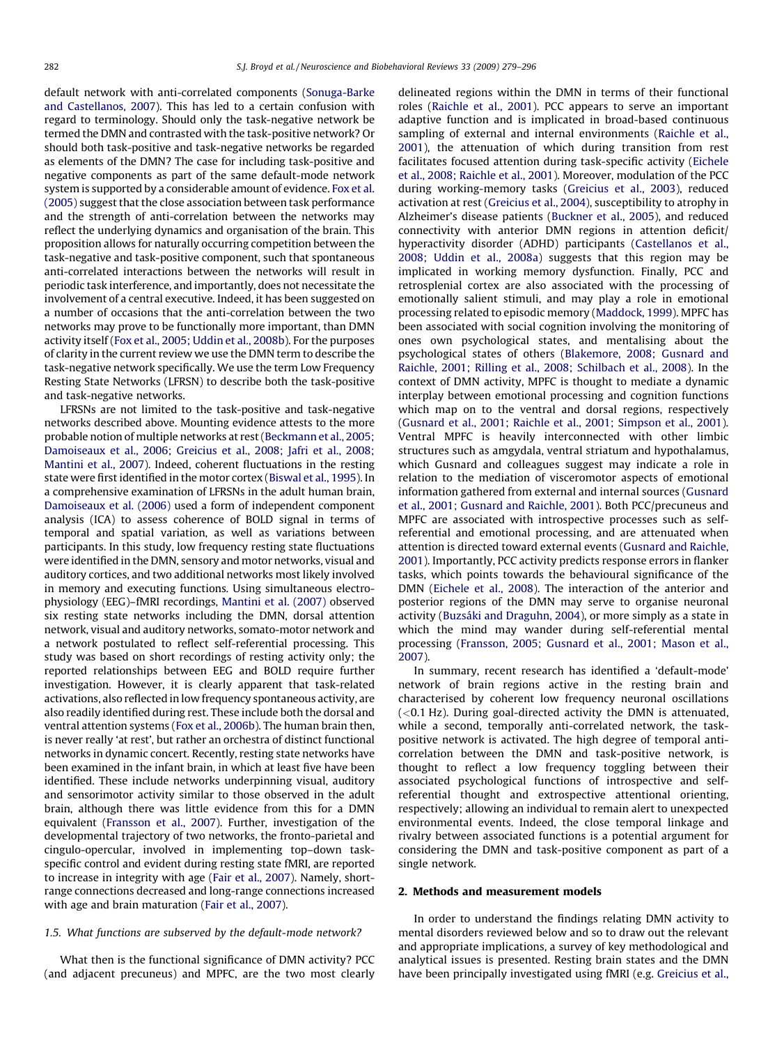default network with anti-correlated components (Sonuga-Barke and Castellanos, 2007). This has led to a certain confusion with regard to terminology. Should only the task-negative network be termed the DMN and contrasted with the task-positive network? Or should both task-positive and task-negative networks be regarded as elements of the DMN? The case for including task-positive and negative components as part of the same default-mode network system is supported by a considerable amount of evidence. Fox et al. (2005) suggest that the close association between task performance and the strength of anti-correlation between the networks may reflect the underlying dynamics and organisation of the brain. This proposition allows for naturally occurring competition between the task-negative and task-positive component, such that spontaneous anti-correlated interactions between the networks will result in periodic task interference, and importantly, does not necessitate the involvement of a central executive. Indeed, it has been suggested on a number of occasions that the anti-correlation between the two networks may prove to be functionally more important, than DMN activity itself (Fox et al., 2005; Uddin et al., 2008b). For the purposes of clarity in the current review we use the DMN term to describe the task-negative network specifically. We use the term Low Frequency Resting State Networks (LFRSN) to describe both the task-positive and task-negative networks.

LFRSNs are not limited to the task-positive and task-negative networks described above. Mounting evidence attests to the more probable notion of multiple networks at rest (Beckmann et al., 2005; Damoiseaux et al., 2006; Greicius et al., 2008; Jafri et al., 2008; Mantini et al., 2007). Indeed, coherent fluctuations in the resting state were first identified in the motor cortex (Biswal et al., 1995). In a comprehensive examination of LFRSNs in the adult human brain, Damoiseaux et al. (2006) used a form of independent component analysis (ICA) to assess coherence of BOLD signal in terms of temporal and spatial variation, as well as variations between participants. In this study, low frequency resting state fluctuations were identified in the DMN, sensory and motor networks, visual and auditory cortices, and two additional networks most likely involved in memory and executing functions. Using simultaneous electrophysiology (EEG)–fMRI recordings, Mantini et al. (2007) observed six resting state networks including the DMN, dorsal attention network, visual and auditory networks, somato-motor network and a network postulated to reflect self-referential processing. This study was based on short recordings of resting activity only; the reported relationships between EEG and BOLD require further investigation. However, it is clearly apparent that task-related activations, also reflected in low frequency spontaneous activity, are also readily identified during rest. These include both the dorsal and ventral attention systems (Fox et al., 2006b). The human brain then, is never really 'at rest', but rather an orchestra of distinct functional networks in dynamic concert. Recently, resting state networks have been examined in the infant brain, in which at least five have been identified. These include networks underpinning visual, auditory and sensorimotor activity similar to those observed in the adult brain, although there was little evidence from this for a DMN equivalent (Fransson et al., 2007). Further, investigation of the developmental trajectory of two networks, the fronto-parietal and cingulo-opercular, involved in implementing top–down task-specific control and evident during resting state fMRI, are reported to increase in integrity with age (Fair et al., 2007). Namely, short-range connections decreased and long-range connections increased with age and brain maturation (Fair et al., 2007).

### 1.5. What functions are subserved by the default-mode network?

What then is the functional significance of DMN activity? PCC (and adjacent precuneus) and MPFC, are the two most clearly delineated regions within the DMN in terms of their functional roles (Raichle et al., 2001). PCC appears to serve an important adaptive function and is implicated in broad-based continuous sampling of external and internal environments (Raichle et al., 2001), the attenuation of which during transition from rest facilitates focused attention during task-specific activity (Eichele et al., 2008; Raichle et al., 2001). Moreover, modulation of the PCC during working-memory tasks (Greicius et al., 2003), reduced activation at rest (Greicius et al., 2004), susceptibility to atrophy in Alzheimer's disease patients (Buckner et al., 2005), and reduced connectivity with anterior DMN regions in attention deficit/hyperactivity disorder (ADHD) participants (Castellanos et al., 2008; Uddin et al., 2008a) suggests that this region may be implicated in working memory dysfunction. Finally, PCC and retrosplenial cortex are also associated with the processing of emotionally salient stimuli, and may play a role in emotional processing related to episodic memory (Maddock, 1999). MPFC has been associated with social cognition involving the monitoring of ones own psychological states, and mentalising about the psychological states of others (Blakemore, 2008; Gusnard and Raichle, 2001; Rilling et al., 2008; Schilbach et al., 2008). In the context of DMN activity, MPFC is thought to mediate a dynamic interplay between emotional processing and cognition functions which map on to the ventral and dorsal regions, respectively (Gusnard et al., 2001; Raichle et al., 2001; Simpson et al., 2001). Ventral MPFC is heavily interconnected with other limbic structures such as amygdala, ventral striatum and hypothalamus, which Gusnard and colleagues suggest may indicate a role in relation to the mediation of visceromotor aspects of emotional information gathered from external and internal sources (Gusnard et al., 2001; Gusnard and Raichle, 2001). Both PCC/precuneus and MPFC are associated with introspective processes such as self-referential and emotional processing, and are attenuated when attention is directed toward external events (Gusnard and Raichle, 2001). Importantly, PCC activity predicts response errors in flanker tasks, which points towards the behavioural significance of the DMN (Eichele et al., 2008). The interaction of the anterior and posterior regions of the DMN may serve to organise neuronal activity (Buzsáki and Draguhn, 2004), or more simply as a state in which the mind may wander during self-referential mental processing (Fransson, 2005; Gusnard et al., 2001; Mason et al., 2007).

In summary, recent research has identified a 'default-mode' network of brain regions active in the resting brain and characterised by coherent low frequency neuronal oscillations (<0.1 Hz). During goal-directed activity the DMN is attenuated, while a second, temporally anti-correlated network, the task-positive network is activated. The high degree of temporal anti-correlation between the DMN and task-positive network, is thought to reflect a low frequency toggling between their associated psychological functions of introspective and self-referential thought and extrospective attentional orienting, respectively; allowing an individual to remain alert to unexpected environmental events. Indeed, the close temporal linkage and rivalry between associated functions is a potential argument for considering the DMN and task-positive component as part of a single network.

## 2. Methods and measurement models

In order to understand the findings relating DMN activity to mental disorders reviewed below and so to draw out the relevant and appropriate implications, a survey of key methodological and analytical issues is presented. Resting brain states and the DMN have been principally investigated using fMRI (e.g. Greicius et al.,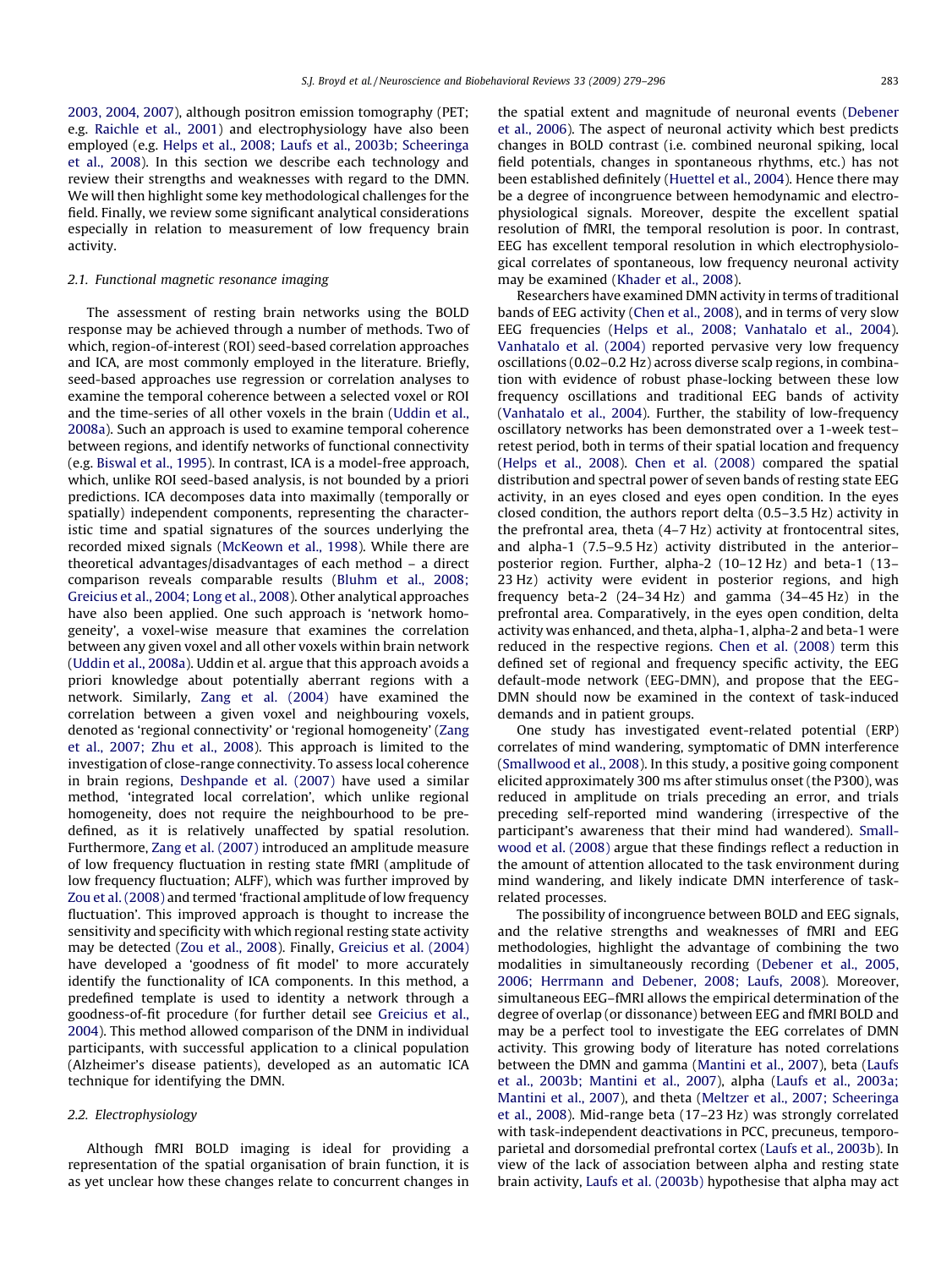2003, 2004, 2007), although positron emission tomography (PET; e.g. Raichle et al., 2001) and electrophysiology have also been employed (e.g. Helps et al., 2008; Laufs et al., 2003b; Scheeringa et al., 2008). In this section we describe each technology and review their strengths and weaknesses with regard to the DMN. We will then highlight some key methodological challenges for the field. Finally, we review some significant analytical considerations especially in relation to measurement of low frequency brain activity.

### 2.1. Functional magnetic resonance imaging

The assessment of resting brain networks using the BOLD response may be achieved through a number of methods. Two of which, region-of-interest (ROI) seed-based correlation approaches and ICA, are most commonly employed in the literature. Briefly, seed-based approaches use regression or correlation analyses to examine the temporal coherence between a selected voxel or ROI and the time-series of all other voxels in the brain (Uddin et al., 2008a). Such an approach is used to examine temporal coherence between regions, and identify networks of functional connectivity (e.g. Biswal et al., 1995). In contrast, ICA is a model-free approach, which, unlike ROI seed-based analysis, is not bounded by a priori predictions. ICA decomposes data into maximally (temporally or spatially) independent components, representing the characteristic time and spatial signatures of the sources underlying the recorded mixed signals (McKeown et al., 1998). While there are theoretical advantages/disadvantages of each method – a direct comparison reveals comparable results (Bluhm et al., 2008; Greicius et al., 2004; Long et al., 2008). Other analytical approaches have also been applied. One such approach is 'network homogeneity', a voxel-wise measure that examines the correlation between any given voxel and all other voxels within brain network (Uddin et al., 2008a). Uddin et al. argue that this approach avoids a priori knowledge about potentially aberrant regions with a network. Similarly, Zang et al. (2004) have examined the correlation between a given voxel and neighbouring voxels, denoted as 'regional connectivity' or 'regional homogeneity' (Zang et al., 2007; Zhu et al., 2008). This approach is limited to the investigation of close-range connectivity. To assess local coherence in brain regions, Deshpande et al. (2007) have used a similar method, 'integrated local correlation', which unlike regional homogeneity, does not require the neighbourhood to be predefined, as it is relatively unaffected by spatial resolution. Furthermore, Zang et al. (2007) introduced an amplitude measure of low frequency fluctuation in resting state fMRI (amplitude of low frequency fluctuation; ALFF), which was further improved by Zou et al. (2008) and termed 'fractional amplitude of low frequency fluctuation'. This improved approach is thought to increase the sensitivity and specificity with which regional resting state activity may be detected (Zou et al., 2008). Finally, Greicius et al. (2004) have developed a 'goodness of fit model' to more accurately identify the functionality of ICA components. In this method, a predefined template is used to identity a network through a goodness-of-fit procedure (for further detail see Greicius et al., 2004). This method allowed comparison of the DNM in individual participants, with successful application to a clinical population (Alzheimer's disease patients), developed as an automatic ICA technique for identifying the DMN.

### 2.2. Electrophysiology

Although fMRI BOLD imaging is ideal for providing a representation of the spatial organisation of brain function, it is as yet unclear how these changes relate to concurrent changes in the spatial extent and magnitude of neuronal events (Debener et al., 2006). The aspect of neuronal activity which best predicts changes in BOLD contrast (i.e. combined neuronal spiking, local field potentials, changes in spontaneous rhythms, etc.) has not been established definitely (Huettel et al., 2004). Hence there may be a degree of incongruence between hemodynamic and electrophysiological signals. Moreover, despite the excellent spatial resolution of fMRI, the temporal resolution is poor. In contrast, EEG has excellent temporal resolution in which electrophysiological correlates of spontaneous, low frequency neuronal activity may be examined (Khader et al., 2008).

Researchers have examined DMN activity in terms of traditional bands of EEG activity (Chen et al., 2008), and in terms of very slow EEG frequencies (Helps et al., 2008; Vanhatalo et al., 2004). Vanhatalo et al. (2004) reported pervasive very low frequency oscillations (0.02–0.2 Hz) across diverse scalp regions, in combination with evidence of robust phase-locking between these low frequency oscillations and traditional EEG bands of activity (Vanhatalo et al., 2004). Further, the stability of low-frequency oscillatory networks has been demonstrated over a 1-week test–retest period, both in terms of their spatial location and frequency (Helps et al., 2008). Chen et al. (2008) compared the spatial distribution and spectral power of seven bands of resting state EEG activity, in an eyes closed and eyes open condition. In the eyes closed condition, the authors report delta (0.5–3.5 Hz) activity in the prefrontal area, theta (4–7 Hz) activity at frontocentral sites, and alpha-1 (7.5–9.5 Hz) activity distributed in the anterior–posterior region. Further, alpha-2 (10–12 Hz) and beta-1 (13–23 Hz) activity were evident in posterior regions, and high frequency beta-2 (24–34 Hz) and gamma (34–45 Hz) in the prefrontal area. Comparatively, in the eyes open condition, delta activity was enhanced, and theta, alpha-1, alpha-2 and beta-1 were reduced in the respective regions. Chen et al. (2008) term this defined set of regional and frequency specific activity, the EEG default-mode network (EEG-DMN), and propose that the EEG-DMN should now be examined in the context of task-induced demands and in patient groups.

One study has investigated event-related potential (ERP) correlates of mind wandering, symptomatic of DMN interference (Smallwood et al., 2008). In this study, a positive going component elicited approximately 300 ms after stimulus onset (the P300), was reduced in amplitude on trials preceding an error, and trials preceding self-reported mind wandering (irrespective of the participant's awareness that their mind had wandered). Smallwood et al. (2008) argue that these findings reflect a reduction in the amount of attention allocated to the task environment during mind wandering, and likely indicate DMN interference of task-related processes.

The possibility of incongruence between BOLD and EEG signals, and the relative strengths and weaknesses of fMRI and EEG methodologies, highlight the advantage of combining the two modalities in simultaneously recording (Debener et al., 2005, 2006; Herrmann and Debener, 2008; Laufs, 2008). Moreover, simultaneous EEG–fMRI allows the empirical determination of the degree of overlap (or dissonance) between EEG and fMRI BOLD and may be a perfect tool to investigate the EEG correlates of DMN activity. This growing body of literature has noted correlations between the DMN and gamma (Mantini et al., 2007), beta (Laufs et al., 2003b; Mantini et al., 2007), alpha (Laufs et al., 2003a; Mantini et al., 2007), and theta (Meltzer et al., 2007; Scheeringa et al., 2008). Mid-range beta (17–23 Hz) was strongly correlated with task-independent deactivations in PCC, precuneus, temporo-parietal and dorsomedial prefrontal cortex (Laufs et al., 2003b). In view of the lack of association between alpha and resting state brain activity, Laufs et al. (2003b) hypothesise that alpha may act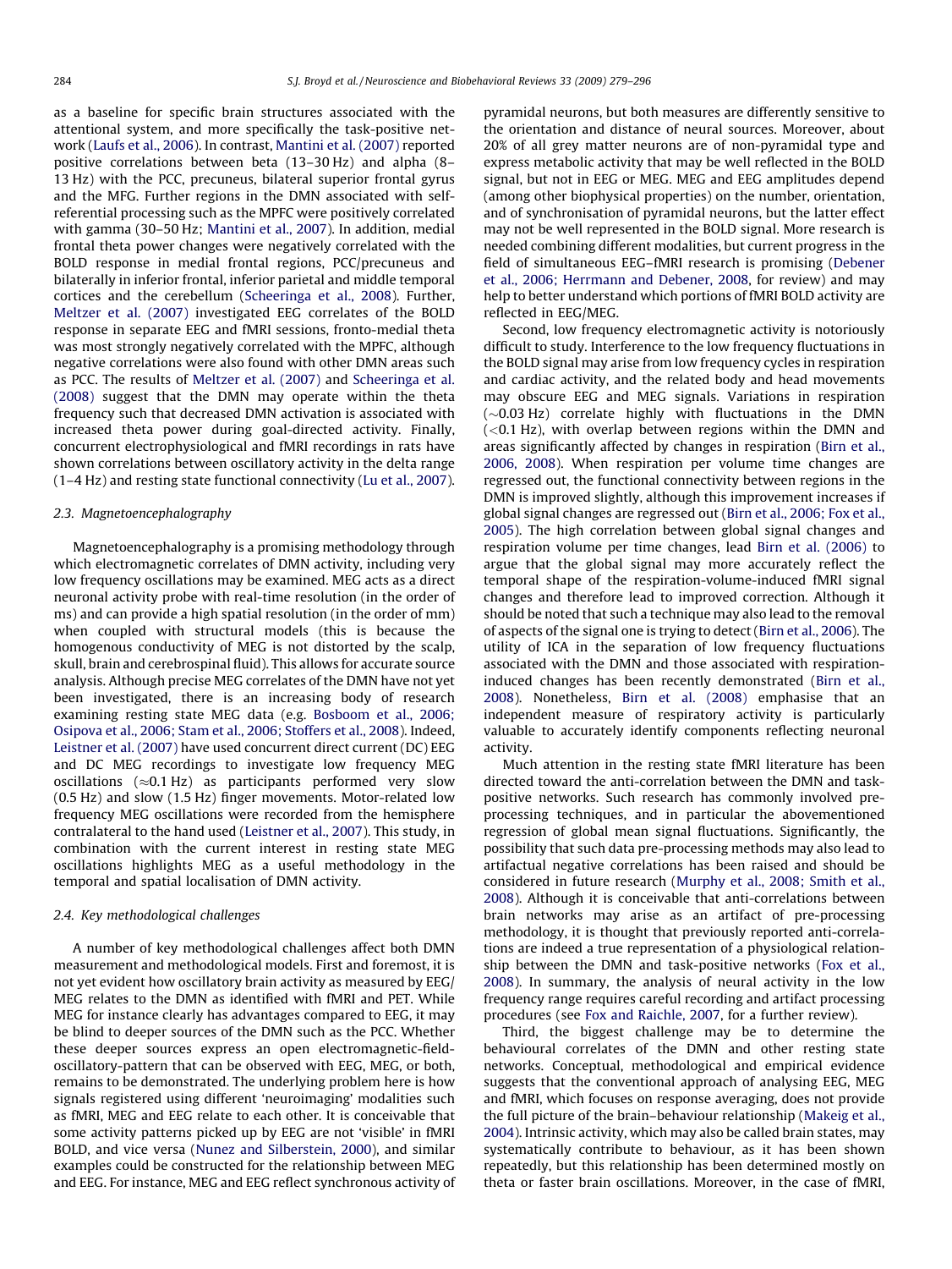as a baseline for specific brain structures associated with the attentional system, and more specifically the task-positive network (Laufs et al., 2006). In contrast, Mantini et al. (2007) reported positive correlations between beta (13–30 Hz) and alpha (8–13 Hz) with the PCC, precuneus, bilateral superior frontal gyrus and the MFG. Further regions in the DMN associated with self-referential processing such as the MPFC were positively correlated with gamma (30–50 Hz; Mantini et al., 2007). In addition, medial frontal theta power changes were negatively correlated with the BOLD response in medial frontal regions, PCC/precuneus and bilaterally in inferior frontal, inferior parietal and middle temporal cortices and the cerebellum (Scheeringa et al., 2008). Further, Meltzer et al. (2007) investigated EEG correlates of the BOLD response in separate EEG and fMRI sessions, fronto-medial theta was most strongly negatively correlated with the MPFC, although negative correlations were also found with other DMN areas such as PCC. The results of Meltzer et al. (2007) and Scheeringa et al. (2008) suggest that the DMN may operate within the theta frequency such that decreased DMN activation is associated with increased theta power during goal-directed activity. Finally, concurrent electrophysiological and fMRI recordings in rats have shown correlations between oscillatory activity in the delta range (1–4 Hz) and resting state functional connectivity (Lu et al., 2007).

### 2.3. Magnetoencephalography

Magnetoencephalography is a promising methodology through which electromagnetic correlates of DMN activity, including very low frequency oscillations may be examined. MEG acts as a direct neuronal activity probe with real-time resolution (in the order of ms) and can provide a high spatial resolution (in the order of mm) when coupled with structural models (this is because the homogenous conductivity of MEG is not distorted by the scalp, skull, brain and cerebrospinal fluid). This allows for accurate source analysis. Although precise MEG correlates of the DMN have not yet been investigated, there is an increasing body of research examining resting state MEG data (e.g. Bosboom et al., 2006; Osipova et al., 2006; Stam et al., 2006; Stoffers et al., 2008). Indeed, Leistner et al. (2007) have used concurrent direct current (DC) EEG and DC MEG recordings to investigate low frequency MEG oscillations ($\approx$0.1 Hz) as participants performed very slow (0.5 Hz) and slow (1.5 Hz) finger movements. Motor-related low frequency MEG oscillations were recorded from the hemisphere contralateral to the hand used (Leistner et al., 2007). This study, in combination with the current interest in resting state MEG oscillations highlights MEG as a useful methodology in the temporal and spatial localisation of DMN activity.

### 2.4. Key methodological challenges

A number of key methodological challenges affect both DMN measurement and methodological models. First and foremost, it is not yet evident how oscillatory brain activity as measured by EEG/MEG relates to the DMN as identified with fMRI and PET. While MEG for instance clearly has advantages compared to EEG, it may be blind to deeper sources of the DMN such as the PCC. Whether these deeper sources express an open electromagnetic-field-oscillatory-pattern that can be observed with EEG, MEG, or both, remains to be demonstrated. The underlying problem here is how signals registered using different 'neuroimaging' modalities such as fMRI, MEG and EEG relate to each other. It is conceivable that some activity patterns picked up by EEG are not 'visible' in fMRI BOLD, and vice versa (Nunez and Silberstein, 2000), and similar examples could be constructed for the relationship between MEG and EEG. For instance, MEG and EEG reflect synchronous activity of pyramidal neurons, but both measures are differently sensitive to the orientation and distance of neural sources. Moreover, about 20% of all grey matter neurons are of non-pyramidal type and express metabolic activity that may be well reflected in the BOLD signal, but not in EEG or MEG. MEG and EEG amplitudes depend (among other biophysical properties) on the number, orientation, and of synchronisation of pyramidal neurons, but the latter effect may not be well represented in the BOLD signal. More research is needed combining different modalities, but current progress in the field of simultaneous EEG–fMRI research is promising (Debener et al., 2006; Herrmann and Debener, 2008, for review) and may help to better understand which portions of fMRI BOLD activity are reflected in EEG/MEG.

Second, low frequency electromagnetic activity is notoriously difficult to study. Interference to the low frequency fluctuations in the BOLD signal may arise from low frequency cycles in respiration and cardiac activity, and the related body and head movements may obscure EEG and MEG signals. Variations in respiration ($\sim$0.03 Hz) correlate highly with fluctuations in the DMN ($<$0.1 Hz), with overlap between regions within the DMN and areas significantly affected by changes in respiration (Birn et al., 2006, 2008). When respiration per volume time changes are regressed out, the functional connectivity between regions in the DMN is improved slightly, although this improvement increases if global signal changes are regressed out (Birn et al., 2006; Fox et al., 2005). The high correlation between global signal changes and respiration volume per time changes, lead Birn et al. (2006) to argue that the global signal may more accurately reflect the temporal shape of the respiration-volume-induced fMRI signal changes and therefore lead to improved correction. Although it should be noted that such a technique may also lead to the removal of aspects of the signal one is trying to detect (Birn et al., 2006). The utility of ICA in the separation of low frequency fluctuations associated with the DMN and those associated with respiration-induced changes has been recently demonstrated (Birn et al., 2008). Nonetheless, Birn et al. (2008) emphasise that an independent measure of respiratory activity is particularly valuable to accurately identify components reflecting neuronal activity.

Much attention in the resting state fMRI literature has been directed toward the anti-correlation between the DMN and task-positive networks. Such research has commonly involved pre-processing techniques, and in particular the abovementioned regression of global mean signal fluctuations. Significantly, the possibility that such data pre-processing methods may also lead to artifactual negative correlations has been raised and should be considered in future research (Murphy et al., 2008; Smith et al., 2008). Although it is conceivable that anti-correlations between brain networks may arise as an artifact of pre-processing methodology, it is thought that previously reported anti-correlations are indeed a true representation of a physiological relationship between the DMN and task-positive networks (Fox et al., 2008). In summary, the analysis of neural activity in the low frequency range requires careful recording and artifact processing procedures (see Fox and Raichle, 2007, for a further review).

Third, the biggest challenge may be to determine the behavioural correlates of the DMN and other resting state networks. Conceptual, methodological and empirical evidence suggests that the conventional approach of analysing EEG, MEG and fMRI, which focuses on response averaging, does not provide the full picture of the brain–behaviour relationship (Makeig et al., 2004). Intrinsic activity, which may also be called brain states, may systematically contribute to behaviour, as it has been shown repeatedly, but this relationship has been determined mostly on theta or faster brain oscillations. Moreover, in the case of fMRI,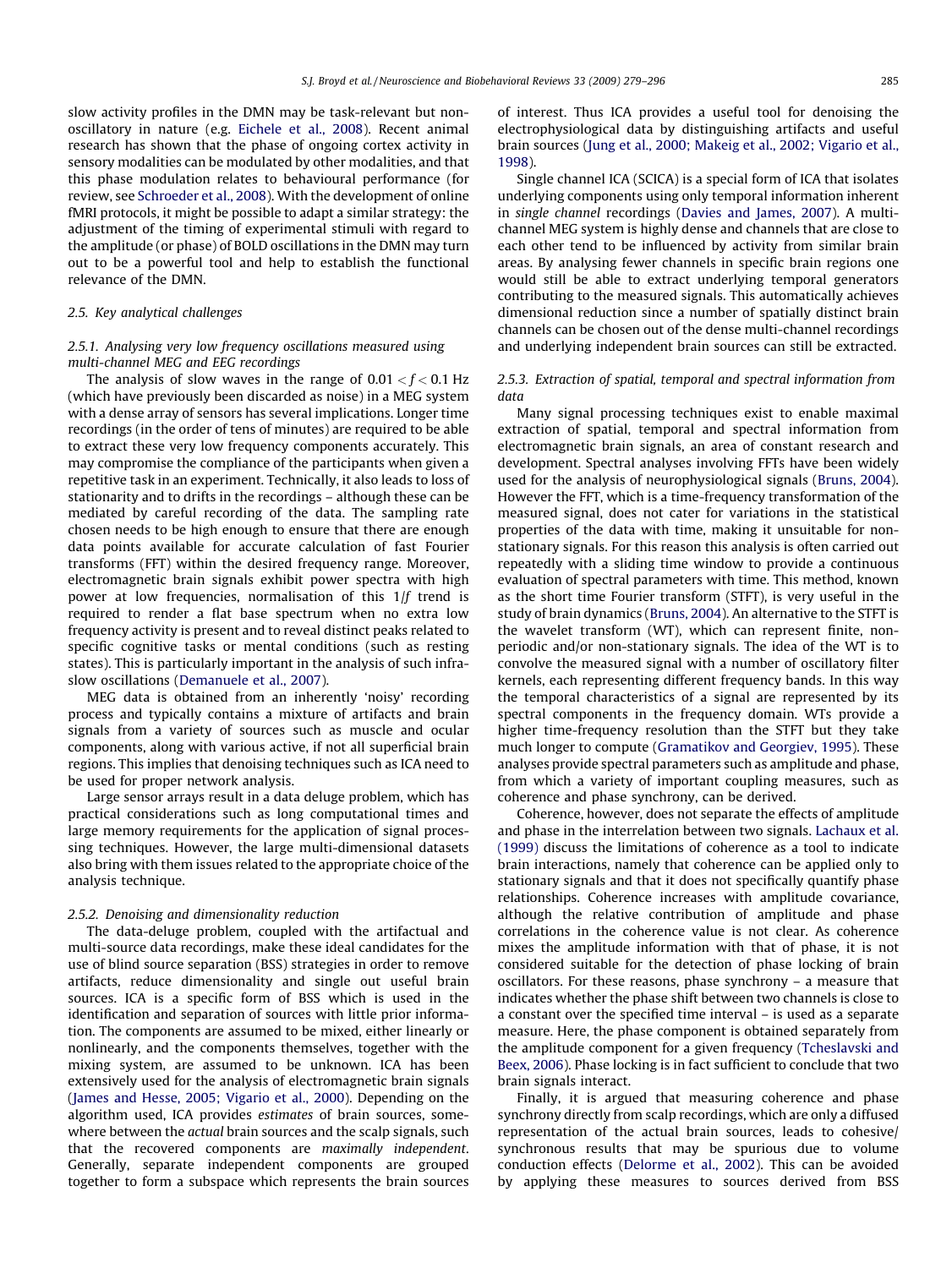slow activity profiles in the DMN may be task-relevant but non-oscillatory in nature (e.g. Eichele et al., 2008). Recent animal research has shown that the phase of ongoing cortex activity in sensory modalities can be modulated by other modalities, and that this phase modulation relates to behavioural performance (for review, see Schroeder et al., 2008). With the development of online fMRI protocols, it might be possible to adapt a similar strategy: the adjustment of the timing of experimental stimuli with regard to the amplitude (or phase) of BOLD oscillations in the DMN may turn out to be a powerful tool and help to establish the functional relevance of the DMN.

### 2.5. Key analytical challenges

#### 2.5.1. Analysing very low frequency oscillations measured using multi-channel MEG and EEG recordings

The analysis of slow waves in the range of $0.01 < f < 0.1$ Hz (which have previously been discarded as noise) in a MEG system with a dense array of sensors has several implications. Longer time recordings (in the order of tens of minutes) are required to be able to extract these very low frequency components accurately. This may compromise the compliance of the participants when given a repetitive task in an experiment. Technically, it also leads to loss of stationarity and to drifts in the recordings – although these can be mediated by careful recording of the data. The sampling rate chosen needs to be high enough to ensure that there are enough data points available for accurate calculation of fast Fourier transforms (FFT) within the desired frequency range. Moreover, electromagnetic brain signals exhibit power spectra with high power at low frequencies, normalisation of this $1/f$ trend is required to render a flat base spectrum when no extra low frequency activity is present and to reveal distinct peaks related to specific cognitive tasks or mental conditions (such as resting states). This is particularly important in the analysis of such infra-slow oscillations (Demanuele et al., 2007).

MEG data is obtained from an inherently 'noisy' recording process and typically contains a mixture of artifacts and brain signals from a variety of sources such as muscle and ocular components, along with various active, if not all superficial brain regions. This implies that denoising techniques such as ICA need to be used for proper network analysis.

Large sensor arrays result in a data deluge problem, which has practical considerations such as long computational times and large memory requirements for the application of signal processing techniques. However, the large multi-dimensional datasets also bring with them issues related to the appropriate choice of the analysis technique.

#### 2.5.2. Denoising and dimensionality reduction

The data-deluge problem, coupled with the artifactual and multi-source data recordings, make these ideal candidates for the use of blind source separation (BSS) strategies in order to remove artifacts, reduce dimensionality and single out useful brain sources. ICA is a specific form of BSS which is used in the identification and separation of sources with little prior information. The components are assumed to be mixed, either linearly or nonlinearly, and the components themselves, together with the mixing system, are assumed to be unknown. ICA has been extensively used for the analysis of electromagnetic brain signals (James and Hesse, 2005; Vigario et al., 2000). Depending on the algorithm used, ICA provides *estimates* of brain sources, somewhere between the *actual* brain sources and the scalp signals, such that the recovered components are *maximally independent*. Generally, separate independent components are grouped together to form a subspace which represents the brain sources of interest. Thus ICA provides a useful tool for denoising the electrophysiological data by distinguishing artifacts and useful brain sources (Jung et al., 2000; Makeig et al., 2002; Vigario et al., 1998).

Single channel ICA (SCICA) is a special form of ICA that isolates underlying components using only temporal information inherent in *single channel* recordings (Davies and James, 2007). A multi-channel MEG system is highly dense and channels that are close to each other tend to be influenced by activity from similar brain areas. By analysing fewer channels in specific brain regions one would still be able to extract underlying temporal generators contributing to the measured signals. This automatically achieves dimensional reduction since a number of spatially distinct brain channels can be chosen out of the dense multi-channel recordings and underlying independent brain sources can still be extracted.

#### 2.5.3. Extraction of spatial, temporal and spectral information from data

Many signal processing techniques exist to enable maximal extraction of spatial, temporal and spectral information from electromagnetic brain signals, an area of constant research and development. Spectral analyses involving FFTs have been widely used for the analysis of neurophysiological signals (Bruns, 2004). However the FFT, which is a time-frequency transformation of the measured signal, does not cater for variations in the statistical properties of the data with time, making it unsuitable for non-stationary signals. For this reason this analysis is often carried out repeatedly with a sliding time window to provide a continuous evaluation of spectral parameters with time. This method, known as the short time Fourier transform (STFT), is very useful in the study of brain dynamics (Bruns, 2004). An alternative to the STFT is the wavelet transform (WT), which can represent finite, non-periodic and/or non-stationary signals. The idea of the WT is to convolve the measured signal with a number of oscillatory filter kernels, each representing different frequency bands. In this way the temporal characteristics of a signal are represented by its spectral components in the frequency domain. WTs provide a higher time-frequency resolution than the STFT but they take much longer to compute (Gramatikov and Georgiev, 1995). These analyses provide spectral parameters such as amplitude and phase, from which a variety of important coupling measures, such as coherence and phase synchrony, can be derived.

Coherence, however, does not separate the effects of amplitude and phase in the interrelation between two signals. Lachaux et al. (1999) discuss the limitations of coherence as a tool to indicate brain interactions, namely that coherence can be applied only to stationary signals and that it does not specifically quantify phase relationships. Coherence increases with amplitude covariance, although the relative contribution of amplitude and phase correlations in the coherence value is not clear. As coherence mixes the amplitude information with that of phase, it is not considered suitable for the detection of phase locking of brain oscillators. For these reasons, phase synchrony – a measure that indicates whether the phase shift between two channels is close to a constant over the specified time interval – is used as a separate measure. Here, the phase component is obtained separately from the amplitude component for a given frequency (Tcheslavski and Beex, 2006). Phase locking is in fact sufficient to conclude that two brain signals interact.

Finally, it is argued that measuring coherence and phase synchrony directly from scalp recordings, which are only a diffused representation of the actual brain sources, leads to cohesive/synchronous results that may be spurious due to volume conduction effects (Delorme et al., 2002). This can be avoided by applying these measures to sources derived from BSS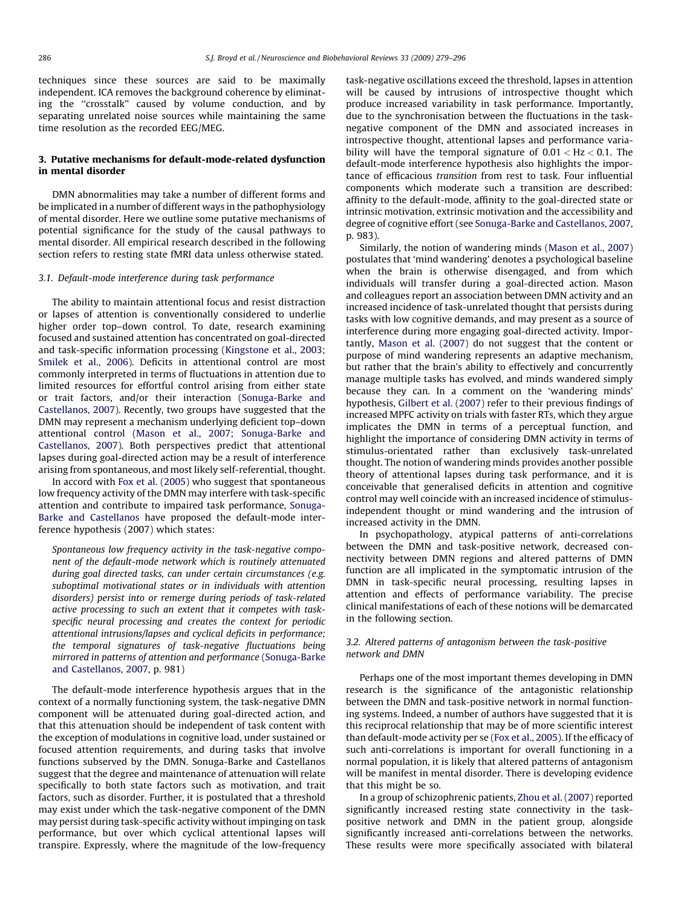techniques since these sources are said to be maximally independent. ICA removes the background coherence by eliminating the "crosstalk" caused by volume conduction, and by separating unrelated noise sources while maintaining the same time resolution as the recorded EEG/MEG.

## 3. Putative mechanisms for default-mode-related dysfunction in mental disorder

DMN abnormalities may take a number of different forms and be implicated in a number of different ways in the pathophysiology of mental disorder. Here we outline some putative mechanisms of potential significance for the study of the causal pathways to mental disorder. All empirical research described in the following section refers to resting state fMRI data unless otherwise stated.

### 3.1. Default-mode interference during task performance

The ability to maintain attentional focus and resist distraction or lapses of attention is conventionally considered to underlie higher order top–down control. To date, research examining focused and sustained attention has concentrated on goal-directed and task-specific information processing (Kingstone et al., 2003; Smilek et al., 2006). Deficits in attentional control are most commonly interpreted in terms of fluctuations in attention due to limited resources for effortful control arising from either state or trait factors, and/or their interaction (Sonuga-Barke and Castellanos, 2007). Recently, two groups have suggested that the DMN may represent a mechanism underlying deficient top–down attentional control (Mason et al., 2007; Sonuga-Barke and Castellanos, 2007). Both perspectives predict that attentional lapses during goal-directed action may be a result of interference arising from spontaneous, and most likely self-referential, thought.

In accord with Fox et al. (2005) who suggest that spontaneous low frequency activity of the DMN may interfere with task-specific attention and contribute to impaired task performance, Sonuga-Barke and Castellanos have proposed the default-mode interference hypothesis (2007) which states:

> *Spontaneous low frequency activity in the task-negative component of the default-mode network which is routinely attenuated during goal directed tasks, can under certain circumstances (e.g. suboptimal motivational states or in individuals with attention disorders) persist into or remerge during periods of task-related active processing to such an extent that it competes with task-specific neural processing and creates the context for periodic attentional intrusions/lapses and cyclical deficits in performance; the temporal signatures of task-negative fluctuations being mirrored in patterns of attention and performance* (Sonuga-Barke and Castellanos, 2007, p. 981)

The default-mode interference hypothesis argues that in the context of a normally functioning system, the task-negative DMN component will be attenuated during goal-directed action, and that this attenuation should be independent of task content with the exception of modulations in cognitive load, under sustained or focused attention requirements, and during tasks that involve functions subserved by the DMN. Sonuga-Barke and Castellanos suggest that the degree and maintenance of attenuation will relate specifically to both state factors such as motivation, and trait factors, such as disorder. Further, it is postulated that a threshold may exist under which the task-negative component of the DMN may persist during task-specific activity without impinging on task performance, but over which cyclical attentional lapses will transpire. Expressly, where the magnitude of the low-frequency task-negative oscillations exceed the threshold, lapses in attention will be caused by intrusions of introspective thought which produce increased variability in task performance. Importantly, due to the synchronisation between the fluctuations in the task-negative component of the DMN and associated increases in introspective thought, attentional lapses and performance variability will have the temporal signature of $0.01 < \text{Hz} < 0.1$. The default-mode interference hypothesis also highlights the importance of efficacious *transition* from rest to task. Four influential components which moderate such a transition are described: affinity to the default-mode, affinity to the goal-directed state or intrinsic motivation, extrinsic motivation and the accessibility and degree of cognitive effort (see Sonuga-Barke and Castellanos, 2007, p. 983).

Similarly, the notion of wandering minds (Mason et al., 2007) postulates that 'mind wandering' denotes a psychological baseline when the brain is otherwise disengaged, and from which individuals will transfer during a goal-directed action. Mason and colleagues report an association between DMN activity and an increased incidence of task-unrelated thought that persists during tasks with low cognitive demands, and may present as a source of interference during more engaging goal-directed activity. Importantly, Mason et al. (2007) do not suggest that the content or purpose of mind wandering represents an adaptive mechanism, but rather that the brain's ability to effectively and concurrently manage multiple tasks has evolved, and minds wandered simply because they can. In a comment on the 'wandering minds' hypothesis, Gilbert et al. (2007) refer to their previous findings of increased MPFC activity on trials with faster RTs, which they argue implicates the DMN in terms of a perceptual function, and highlight the importance of considering DMN activity in terms of stimulus-orientated rather than exclusively task-unrelated thought. The notion of wandering minds provides another possible theory of attentional lapses during task performance, and it is conceivable that generalised deficits in attention and cognitive control may well coincide with an increased incidence of stimulus-independent thought or mind wandering and the intrusion of increased activity in the DMN.

In psychopathology, atypical patterns of anti-correlations between the DMN and task-positive network, decreased connectivity between DMN regions and altered patterns of DMN function are all implicated in the symptomatic intrusion of the DMN in task-specific neural processing, resulting lapses in attention and effects of performance variability. The precise clinical manifestations of each of these notions will be demarcated in the following section.

### 3.2. Altered patterns of antagonism between the task-positive network and DMN

Perhaps one of the most important themes developing in DMN research is the significance of the antagonistic relationship between the DMN and task-positive network in normal functioning systems. Indeed, a number of authors have suggested that it is this reciprocal relationship that may be of more scientific interest than default-mode activity per se (Fox et al., 2005). If the efficacy of such anti-correlations is important for overall functioning in a normal population, it is likely that altered patterns of antagonism will be manifest in mental disorder. There is developing evidence that this might be so.

In a group of schizophrenic patients, Zhou et al. (2007) reported significantly increased resting state connectivity in the task-positive network and DMN in the patient group, alongside significantly increased anti-correlations between the networks. These results were more specifically associated with bilateral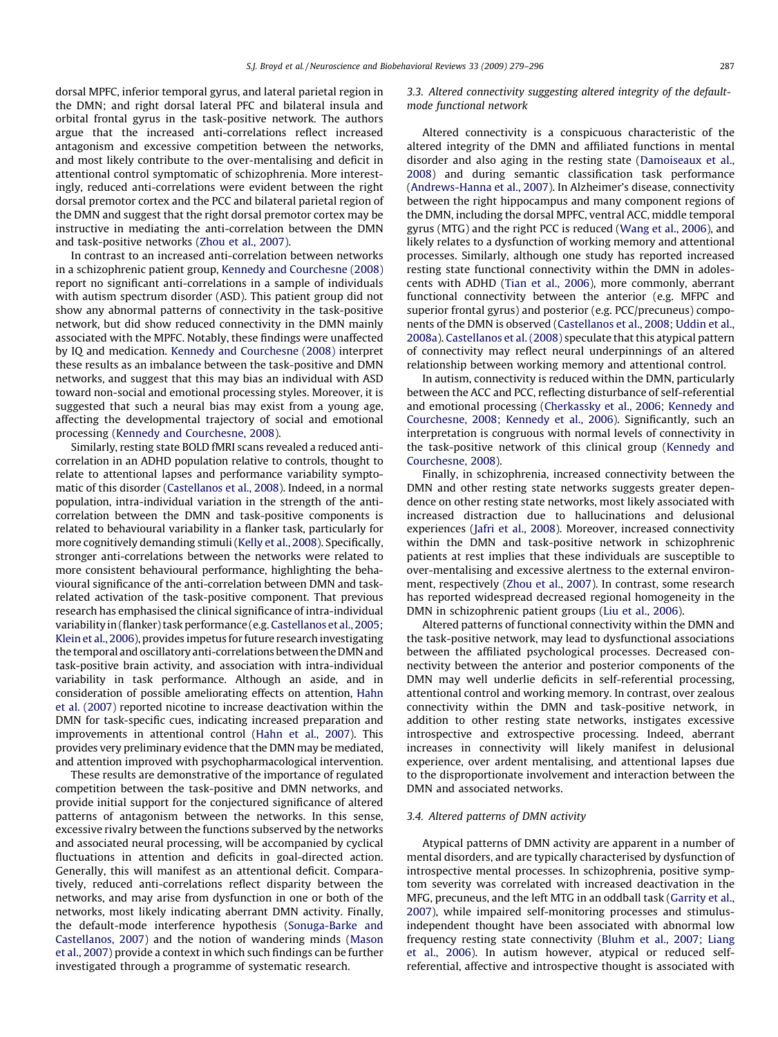dorsal MPFC, inferior temporal gyrus, and lateral parietal region in the DMN; and right dorsal lateral PFC and bilateral insula and orbital frontal gyrus in the task-positive network. The authors argue that the increased anti-correlations reflect increased antagonism and excessive competition between the networks, and most likely contribute to the over-mentalising and deficit in attentional control symptomatic of schizophrenia. More interestingly, reduced anti-correlations were evident between the right dorsal premotor cortex and the PCC and bilateral parietal region of the DMN and suggest that the right dorsal premotor cortex may be instructive in mediating the anti-correlation between the DMN and task-positive networks (Zhou et al., 2007).

In contrast to an increased anti-correlation between networks in a schizophrenic patient group, Kennedy and Courchesne (2008) report no significant anti-correlations in a sample of individuals with autism spectrum disorder (ASD). This patient group did not show any abnormal patterns of connectivity in the task-positive network, but did show reduced connectivity in the DMN mainly associated with the MPFC. Notably, these findings were unaffected by IQ and medication. Kennedy and Courchesne (2008) interpret these results as an imbalance between the task-positive and DMN networks, and suggest that this may bias an individual with ASD toward non-social and emotional processing styles. Moreover, it is suggested that such a neural bias may exist from a young age, affecting the developmental trajectory of social and emotional processing (Kennedy and Courchesne, 2008).

Similarly, resting state BOLD fMRI scans revealed a reduced anti-correlation in an ADHD population relative to controls, thought to relate to attentional lapses and performance variability symptomatic of this disorder (Castellanos et al., 2008). Indeed, in a normal population, intra-individual variation in the strength of the anti-correlation between the DMN and task-positive components is related to behavioural variability in a flanker task, particularly for more cognitively demanding stimuli (Kelly et al., 2008). Specifically, stronger anti-correlations between the networks were related to more consistent behavioural performance, highlighting the behavioural significance of the anti-correlation between DMN and task-related activation of the task-positive component. That previous research has emphasised the clinical significance of intra-individual variability in (flanker) task performance (e.g. Castellanos et al., 2005; Klein et al., 2006), provides impetus for future research investigating the temporal and oscillatory anti-correlations between the DMN and task-positive brain activity, and association with intra-individual variability in task performance. Although an aside, and in consideration of possible ameliorating effects on attention, Hahn et al. (2007) reported nicotine to increase deactivation within the DMN for task-specific cues, indicating increased preparation and improvements in attentional control (Hahn et al., 2007). This provides very preliminary evidence that the DMN may be mediated, and attention improved with psychopharmacological intervention.

These results are demonstrative of the importance of regulated competition between the task-positive and DMN networks, and provide initial support for the conjectured significance of altered patterns of antagonism between the networks. In this sense, excessive rivalry between the functions subserved by the networks and associated neural processing, will be accompanied by cyclical fluctuations in attention and deficits in goal-directed action. Generally, this will manifest as an attentional deficit. Comparatively, reduced anti-correlations reflect disparity between the networks, and may arise from dysfunction in one or both of the networks, most likely indicating aberrant DMN activity. Finally, the default-mode interference hypothesis (Sonuga-Barke and Castellanos, 2007) and the notion of wandering minds (Mason et al., 2007) provide a context in which such findings can be further investigated through a programme of systematic research.

### *3.3. Altered connectivity suggesting altered integrity of the default-mode functional network*

Altered connectivity is a conspicuous characteristic of the altered integrity of the DMN and affiliated functions in mental disorder and also aging in the resting state (Damoiseaux et al., 2008) and during semantic classification task performance (Andrews-Hanna et al., 2007). In Alzheimer's disease, connectivity between the right hippocampus and many component regions of the DMN, including the dorsal MPFC, ventral ACC, middle temporal gyrus (MTG) and the right PCC is reduced (Wang et al., 2006), and likely relates to a dysfunction of working memory and attentional processes. Similarly, although one study has reported increased resting state functional connectivity within the DMN in adolescents with ADHD (Tian et al., 2006), more commonly, aberrant functional connectivity between the anterior (e.g. MFPC and superior frontal gyrus) and posterior (e.g. PCC/precuneus) components of the DMN is observed (Castellanos et al., 2008; Uddin et al., 2008a). Castellanos et al. (2008) speculate that this atypical pattern of connectivity may reflect neural underpinnings of an altered relationship between working memory and attentional control.

In autism, connectivity is reduced within the DMN, particularly between the ACC and PCC, reflecting disturbance of self-referential and emotional processing (Cherkassky et al., 2006; Kennedy and Courchesne, 2008; Kennedy et al., 2006). Significantly, such an interpretation is congruous with normal levels of connectivity in the task-positive network of this clinical group (Kennedy and Courchesne, 2008).

Finally, in schizophrenia, increased connectivity between the DMN and other resting state networks suggests greater dependence on other resting state networks, most likely associated with increased distraction due to hallucinations and delusional experiences (Jafri et al., 2008). Moreover, increased connectivity within the DMN and task-positive network in schizophrenic patients at rest implies that these individuals are susceptible to over-mentalising and excessive alertness to the external environment, respectively (Zhou et al., 2007). In contrast, some research has reported widespread decreased regional homogeneity in the DMN in schizophrenic patient groups (Liu et al., 2006).

Altered patterns of functional connectivity within the DMN and the task-positive network, may lead to dysfunctional associations between the affiliated psychological processes. Decreased connectivity between the anterior and posterior components of the DMN may well underlie deficits in self-referential processing, attentional control and working memory. In contrast, over zealous connectivity within the DMN and task-positive network, in addition to other resting state networks, instigates excessive introspective and extrospective processing. Indeed, aberrant increases in connectivity will likely manifest in delusional experience, over ardent mentalising, and attentional lapses due to the disproportionate involvement and interaction between the DMN and associated networks.

### *3.4. Altered patterns of DMN activity*

Atypical patterns of DMN activity are apparent in a number of mental disorders, and are typically characterised by dysfunction of introspective mental processes. In schizophrenia, positive symptom severity was correlated with increased deactivation in the MFG, precuneus, and the left MTG in an oddball task (Garrity et al., 2007), while impaired self-monitoring processes and stimulus-independent thought have been associated with abnormal low frequency resting state connectivity (Bluhm et al., 2007; Liang et al., 2006). In autism however, atypical or reduced self-referential, affective and introspective thought is associated with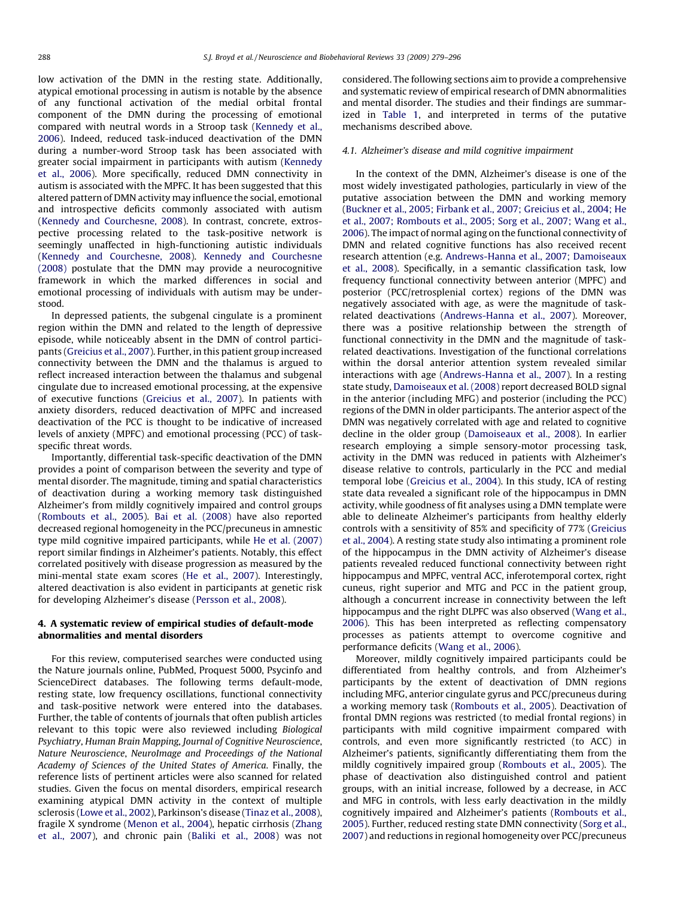low activation of the DMN in the resting state. Additionally, atypical emotional processing in autism is notable by the absence of any functional activation of the medial orbital frontal component of the DMN during the processing of emotional compared with neutral words in a Stroop task (Kennedy et al., 2006). Indeed, reduced task-induced deactivation of the DMN during a number-word Stroop task has been associated with greater social impairment in participants with autism (Kennedy et al., 2006). More specifically, reduced DMN connectivity in autism is associated with the MPFC. It has been suggested that this altered pattern of DMN activity may influence the social, emotional and introspective deficits commonly associated with autism (Kennedy and Courchesne, 2008). In contrast, concrete, extrospective processing related to the task-positive network is seemingly unaffected in high-functioning autistic individuals (Kennedy and Courchesne, 2008). Kennedy and Courchesne (2008) postulate that the DMN may provide a neurocognitive framework in which the marked differences in social and emotional processing of individuals with autism may be understood.

In depressed patients, the subgenal cingulate is a prominent region within the DMN and related to the length of depressive episode, while noticeably absent in the DMN of control participants (Greicius et al., 2007). Further, in this patient group increased connectivity between the DMN and the thalamus is argued to reflect increased interaction between the thalamus and subgenal cingulate due to increased emotional processing, at the expensive of executive functions (Greicius et al., 2007). In patients with anxiety disorders, reduced deactivation of MPFC and increased deactivation of the PCC is thought to be indicative of increased levels of anxiety (MPFC) and emotional processing (PCC) of task-specific threat words.

Importantly, differential task-specific deactivation of the DMN provides a point of comparison between the severity and type of mental disorder. The magnitude, timing and spatial characteristics of deactivation during a working memory task distinguished Alzheimer's from mildly cognitively impaired and control groups (Rombouts et al., 2005). Bai et al. (2008) have also reported decreased regional homogeneity in the PCC/precuneus in amnestic type mild cognitive impaired participants, while He et al. (2007) report similar findings in Alzheimer's patients. Notably, this effect correlated positively with disease progression as measured by the mini-mental state exam scores (He et al., 2007). Interestingly, altered deactivation is also evident in participants at genetic risk for developing Alzheimer's disease (Persson et al., 2008).

## 4. A systematic review of empirical studies of default-mode abnormalities and mental disorders

For this review, computerised searches were conducted using the Nature journals online, PubMed, Proquest 5000, Psycinfo and ScienceDirect databases. The following terms default-mode, resting state, low frequency oscillations, functional connectivity and task-positive network were entered into the databases. Further, the table of contents of journals that often publish articles relevant to this topic were also reviewed including *Biological Psychiatry*, *Human Brain Mapping*, *Journal of Cognitive Neuroscience*, *Nature Neuroscience*, *NeuroImage and Proceedings of the National Academy of Sciences of the United States of America*. Finally, the reference lists of pertinent articles were also scanned for related studies. Given the focus on mental disorders, empirical research examining atypical DMN activity in the context of multiple sclerosis (Lowe et al., 2002), Parkinson's disease (Tinaz et al., 2008), fragile X syndrome (Menon et al., 2004), hepatic cirrhosis (Zhang et al., 2007), and chronic pain (Baliki et al., 2008) was not considered. The following sections aim to provide a comprehensive and systematic review of empirical research of DMN abnormalities and mental disorder. The studies and their findings are summarized in Table 1, and interpreted in terms of the putative mechanisms described above.

### 4.1. Alzheimer's disease and mild cognitive impairment

In the context of the DMN, Alzheimer's disease is one of the most widely investigated pathologies, particularly in view of the putative association between the DMN and working memory (Buckner et al., 2005; Firbank et al., 2007; Greicius et al., 2004; He et al., 2007; Rombouts et al., 2005; Sorg et al., 2007; Wang et al., 2006). The impact of normal aging on the functional connectivity of DMN and related cognitive functions has also received recent research attention (e.g. Andrews-Hanna et al., 2007; Damoiseaux et al., 2008). Specifically, in a semantic classification task, low frequency functional connectivity between anterior (MPFC) and posterior (PCC/retrosplenial cortex) regions of the DMN was negatively associated with age, as were the magnitude of task-related deactivations (Andrews-Hanna et al., 2007). Moreover, there was a positive relationship between the strength of functional connectivity in the DMN and the magnitude of task-related deactivations. Investigation of the functional correlations within the dorsal anterior attention system revealed similar interactions with age (Andrews-Hanna et al., 2007). In a resting state study, Damoiseaux et al. (2008) report decreased BOLD signal in the anterior (including MFG) and posterior (including the PCC) regions of the DMN in older participants. The anterior aspect of the DMN was negatively correlated with age and related to cognitive decline in the older group (Damoiseaux et al., 2008). In earlier research employing a simple sensory-motor processing task, activity in the DMN was reduced in patients with Alzheimer's disease relative to controls, particularly in the PCC and medial temporal lobe (Greicius et al., 2004). In this study, ICA of resting state data revealed a significant role of the hippocampus in DMN activity, while goodness of fit analyses using a DMN template were able to delineate Alzheimer's participants from healthy elderly controls with a sensitivity of 85% and specificity of 77% (Greicius et al., 2004). A resting state study also intimating a prominent role of the hippocampus in the DMN activity of Alzheimer's disease patients revealed reduced functional connectivity between right hippocampus and MPFC, ventral ACC, inferotemporal cortex, right cuneus, right superior and MTG and PCC in the patient group, although a concurrent increase in connectivity between the left hippocampus and the right DLPFC was also observed (Wang et al., 2006). This has been interpreted as reflecting compensatory processes as patients attempt to overcome cognitive and performance deficits (Wang et al., 2006).

Moreover, mildly cognitively impaired participants could be differentiated from healthy controls, and from Alzheimer's participants by the extent of deactivation of DMN regions including MFG, anterior cingulate gyrus and PCC/precuneus during a working memory task (Rombouts et al., 2005). Deactivation of frontal DMN regions was restricted (to medial frontal regions) in participants with mild cognitive impairment compared with controls, and even more significantly restricted (to ACC) in Alzheimer's patients, significantly differentiating them from the mildly cognitively impaired group (Rombouts et al., 2005). The phase of deactivation also distinguished control and patient groups, with an initial increase, followed by a decrease, in ACC and MFG in controls, with less early deactivation in the mildly cognitively impaired and Alzheimer's patients (Rombouts et al., 2005). Further, reduced resting state DMN connectivity (Sorg et al., 2007) and reductions in regional homogeneity over PCC/precuneus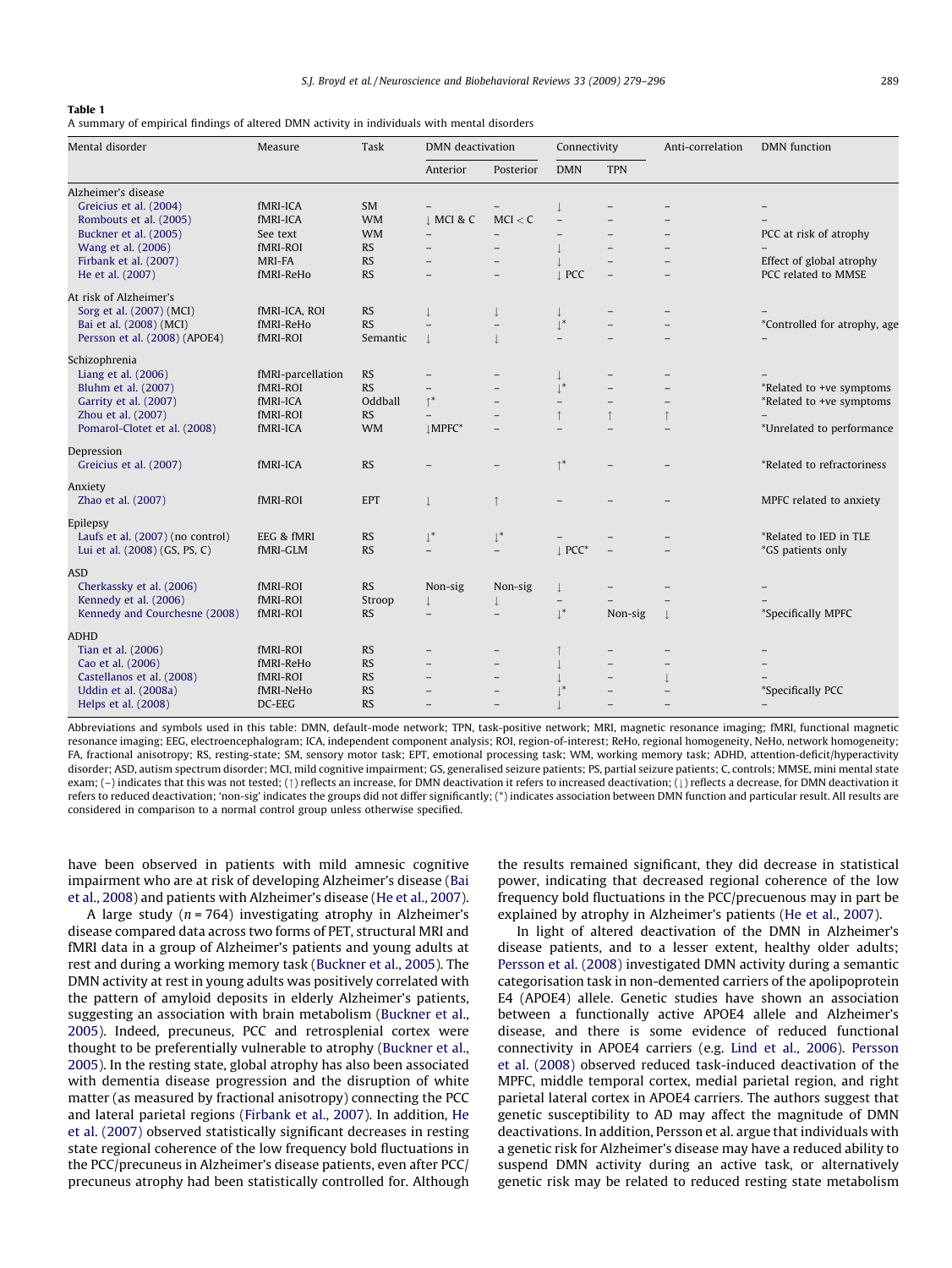**Table 1**
A summary of empirical findings of altered DMN activity in individuals with mental disorders

| Mental disorder | Measure | Task | DMN deactivation | | Connectivity | | Anti-correlation | DMN function |
|---|---|---|---|---|---|---|---|---|
| | | | Anterior | Posterior | DMN | TPN | | |
| Alzheimer's disease | | | | | | | | |
| Greicius et al. (2004) | fMRI-ICA | SM | – | – | ↓ | – | – | – |
| Rombouts et al. (2005) | fMRI-ICA | WM | ↓ MCI & C | MCI < C | – | – | – | – |
| Buckner et al. (2005) | See text | WM | – | – | – | – | – | PCC at risk of atrophy |
| Wang et al. (2006) | fMRI-ROI | RS | – | – | ↓ | – | – | – |
| Firbank et al. (2007) | MRI-FA | RS | – | – | ↓ | – | – | Effect of global atrophy |
| He et al. (2007) | fMRI-ReHo | RS | – | – | ↓ PCC | – | – | PCC related to MMSE |
| At risk of Alzheimer's | | | | | | | | |
| Sorg et al. (2007) (MCI) | fMRI-ICA, ROI | RS | ↓ | ↓ | ↓ | – | – | – |
| Bai et al. (2008) (MCI) | fMRI-ReHo | RS | – | – | ↓* | – | – | *Controlled for atrophy, age |
| Persson et al. (2008) (APOE4) | fMRI-ROI | Semantic | ↓ | ↓ | – | – | – | – |
| Schizophrenia | | | | | | | | |
| Liang et al. (2006) | fMRI-parcellation | RS | – | – | ↓ | – | – | – |
| Bluhm et al. (2007) | fMRI-ROI | RS | – | – | ↓* | – | – | *Related to +ve symptoms |
| Garrity et al. (2007) | fMRI-ICA | Oddball | ↑* | – | – | – | – | *Related to +ve symptoms |
| Zhou et al. (2007) | fMRI-ROI | RS | – | – | ↑ | ↑ | ↑ | – |
| Pomarol-Clotet et al. (2008) | fMRI-ICA | WM | ↓MPFC* | – | – | – | – | *Unrelated to performance |
| Depression | | | | | | | | |
| Greicius et al. (2007) | fMRI-ICA | RS | – | – | ↑* | – | – | *Related to refractoriness |
| Anxiety | | | | | | | | |
| Zhao et al. (2007) | fMRI-ROI | EPT | ↓ | ↑ | – | – | – | MPFC related to anxiety |
| Epilepsy | | | | | | | | |
| Laufs et al. (2007) (no control) | EEG & fMRI | RS | ↓* | ↓* | – | – | – | *Related to IED in TLE |
| Lui et al. (2008) (GS, PS, C) | fMRI-GLM | RS | – | – | ↓ PCC* | – | – | *GS patients only |
| ASD | | | | | | | | |
| Cherkassky et al. (2006) | fMRI-ROI | RS | Non-sig | Non-sig | ↓ | – | – | – |
| Kennedy et al. (2006) | fMRI-ROI | Stroop | ↓ | ↓ | – | – | – | – |
| Kennedy and Courchesne (2008) | fMRI-ROI | RS | – | – | ↓* | Non-sig | ↓ | *Specifically MPFC |
| ADHD | | | | | | | | |
| Tian et al. (2006) | fMRI-ROI | RS | – | – | ↑ | – | – | – |
| Cao et al. (2006) | fMRI-ReHo | RS | – | – | ↓ | – | – | – |
| Castellanos et al. (2008) | fMRI-ROI | RS | – | – | ↓ | – | ↓ | – |
| Uddin et al. (2008a) | fMRI-NeHo | RS | – | – | ↓* | – | – | *Specifically PCC |
| Helps et al. (2008) | DC-EEG | RS | – | – | ↓ | – | – | – |

Abbreviations and symbols used in this table: DMN, default-mode network; TPN, task-positive network; MRI, magnetic resonance imaging; fMRI, functional magnetic resonance imaging; EEG, electroencephalogram; ICA, independent component analysis; ROI, region-of-interest; ReHo, regional homogeneity, NeHo, network homogeneity; FA, fractional anisotropy; RS, resting-state; SM, sensory motor task; EPT, emotional processing task; WM, working memory task; ADHD, attention-deficit/hyperactivity disorder; ASD, autism spectrum disorder; MCI, mild cognitive impairment; GS, generalised seizure patients; PS, partial seizure patients; C, controls; MMSE, mini mental state exam; (–) indicates that this was not tested; (↑) reflects an increase, for DMN deactivation it refers to increased deactivation; (↓) reflects a decrease, for DMN deactivation it refers to reduced deactivation; 'non-sig' indicates the groups did not differ significantly; (*) indicates association between DMN function and particular result. All results are considered in comparison to a normal control group unless otherwise specified.

have been observed in patients with mild amnesic cognitive impairment who are at risk of developing Alzheimer's disease (Bai et al., 2008) and patients with Alzheimer's disease (He et al., 2007).

A large study ($n = 764$) investigating atrophy in Alzheimer's disease compared data across two forms of PET, structural MRI and fMRI data in a group of Alzheimer's patients and young adults at rest and during a working memory task (Buckner et al., 2005). The DMN activity at rest in young adults was positively correlated with the pattern of amyloid deposits in elderly Alzheimer's patients, suggesting an association with brain metabolism (Buckner et al., 2005). Indeed, precuneus, PCC and retrosplenial cortex were thought to be preferentially vulnerable to atrophy (Buckner et al., 2005). In the resting state, global atrophy has also been associated with dementia disease progression and the disruption of white matter (as measured by fractional anisotropy) connecting the PCC and lateral parietal regions (Firbank et al., 2007). In addition, He et al. (2007) observed statistically significant decreases in resting state regional coherence of the low frequency bold fluctuations in the PCC/precuneus in Alzheimer's disease patients, even after PCC/precuneus atrophy had been statistically controlled for. Although the results remained significant, they did decrease in statistical power, indicating that decreased regional coherence of the low frequency bold fluctuations in the PCC/precuenous may in part be explained by atrophy in Alzheimer's patients (He et al., 2007).

In light of altered deactivation of the DMN in Alzheimer's disease patients, and to a lesser extent, healthy older adults; Persson et al. (2008) investigated DMN activity during a semantic categorisation task in non-demented carriers of the apolipoprotein E4 (APOE4) allele. Genetic studies have shown an association between a functionally active APOE4 allele and Alzheimer's disease, and there is some evidence of reduced functional connectivity in APOE4 carriers (e.g. Lind et al., 2006). Persson et al. (2008) observed reduced task-induced deactivation of the MPFC, middle temporal cortex, medial parietal region, and right parietal lateral cortex in APOE4 carriers. The authors suggest that genetic susceptibility to AD may affect the magnitude of DMN deactivations. In addition, Persson et al. argue that individuals with a genetic risk for Alzheimer's disease may have a reduced ability to suspend DMN activity during an active task, or alternatively genetic risk may be related to reduced resting state metabolism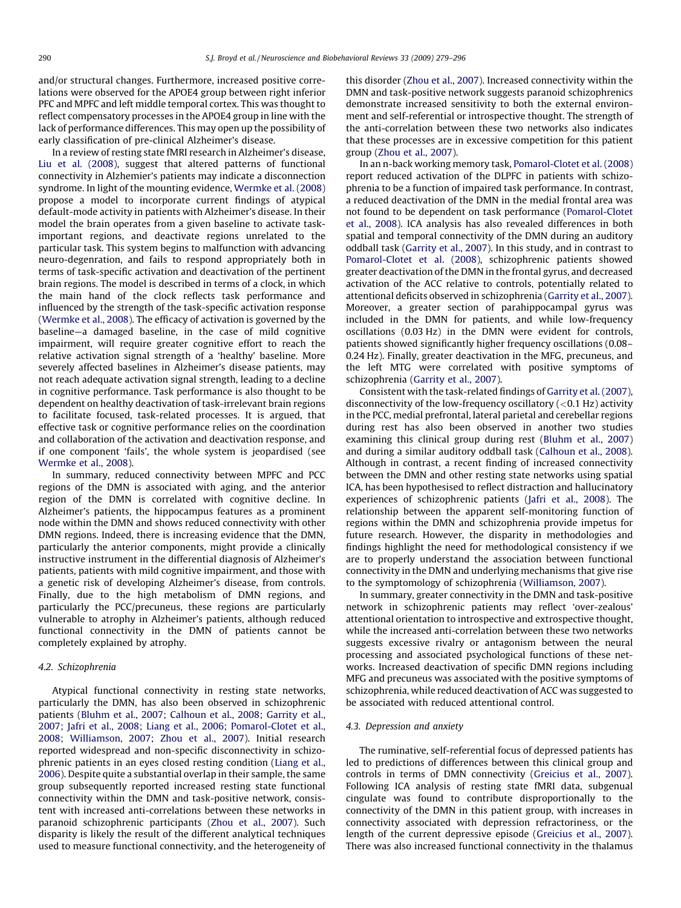and/or structural changes. Furthermore, increased positive correlations were observed for the APOE4 group between right inferior PFC and MPFC and left middle temporal cortex. This was thought to reflect compensatory processes in the APOE4 group in line with the lack of performance differences. This may open up the possibility of early classification of pre-clinical Alzheimer's disease.

In a review of resting state fMRI research in Alzheimer's disease, Liu et al. (2008), suggest that altered patterns of functional connectivity in Alzhemier's patients may indicate a disconnection syndrome. In light of the mounting evidence, Wermke et al. (2008) propose a model to incorporate current findings of atypical default-mode activity in patients with Alzheimer's disease. In their model the brain operates from a given baseline to activate task-important regions, and deactivate regions unrelated to the particular task. This system begins to malfunction with advancing neuro-degenration, and fails to respond appropriately both in terms of task-specific activation and deactivation of the pertinent brain regions. The model is described in terms of a clock, in which the main hand of the clock reflects task performance and influenced by the strength of the task-specific activation response (Wermke et al., 2008). The efficacy of activation is governed by the baseline—a damaged baseline, in the case of mild cognitive impairment, will require greater cognitive effort to reach the relative activation signal strength of a 'healthy' baseline. More severely affected baselines in Alzheimer's disease patients, may not reach adequate activation signal strength, leading to a decline in cognitive performance. Task performance is also thought to be dependent on healthy deactivation of task-irrelevant brain regions to facilitate focused, task-related processes. It is argued, that effective task or cognitive performance relies on the coordination and collaboration of the activation and deactivation response, and if one component 'fails', the whole system is jeopardised (see Wermke et al., 2008).

In summary, reduced connectivity between MPFC and PCC regions of the DMN is associated with aging, and the anterior region of the DMN is correlated with cognitive decline. In Alzheimer's patients, the hippocampus features as a prominent node within the DMN and shows reduced connectivity with other DMN regions. Indeed, there is increasing evidence that the DMN, particularly the anterior components, might provide a clinically instructive instrument in the differential diagnosis of Alzheimer's patients, patients with mild cognitive impairment, and those with a genetic risk of developing Alzheimer's disease, from controls. Finally, due to the high metabolism of DMN regions, and particularly the PCC/precuneus, these regions are particularly vulnerable to atrophy in Alzheimer's patients, although reduced functional connectivity in the DMN of patients cannot be completely explained by atrophy.

### 4.2. Schizophrenia

Atypical functional connectivity in resting state networks, particularly the DMN, has also been observed in schizophrenic patients (Bluhm et al., 2007; Calhoun et al., 2008; Garrity et al., 2007; Jafri et al., 2008; Liang et al., 2006; Pomarol-Clotet et al., 2008; Williamson, 2007; Zhou et al., 2007). Initial research reported widespread and non-specific disconnectivity in schizophrenic patients in an eyes closed resting condition (Liang et al., 2006). Despite quite a substantial overlap in their sample, the same group subsequently reported increased resting state functional connectivity within the DMN and task-positive network, consistent with increased anti-correlations between these networks in paranoid schizophrenic participants (Zhou et al., 2007). Such disparity is likely the result of the different analytical techniques used to measure functional connectivity, and the heterogeneity of this disorder (Zhou et al., 2007). Increased connectivity within the DMN and task-positive network suggests paranoid schizophrenics demonstrate increased sensitivity to both the external environment and self-referential or introspective thought. The strength of the anti-correlation between these two networks also indicates that these processes are in excessive competition for this patient group (Zhou et al., 2007).

In an n-back working memory task, Pomarol-Clotet et al. (2008) report reduced activation of the DLPFC in patients with schizophrenia to be a function of impaired task performance. In contrast, a reduced deactivation of the DMN in the medial frontal area was not found to be dependent on task performance (Pomarol-Clotet et al., 2008). ICA analysis has also revealed differences in both spatial and temporal connectivity of the DMN during an auditory oddball task (Garrity et al., 2007). In this study, and in contrast to Pomarol-Clotet et al. (2008), schizophrenic patients showed greater deactivation of the DMN in the frontal gyrus, and decreased activation of the ACC relative to controls, potentially related to attentional deficits observed in schizophrenia (Garrity et al., 2007). Moreover, a greater section of parahippocampal gyrus was included in the DMN for patients, and while low-frequency oscillations (0.03 Hz) in the DMN were evident for controls, patients showed significantly higher frequency oscillations (0.08–0.24 Hz). Finally, greater deactivation in the MFG, precuneus, and the left MTG were correlated with positive symptoms of schizophrenia (Garrity et al., 2007).

Consistent with the task-related findings of Garrity et al. (2007), disconnectivity of the low-frequency oscillatory (<0.1 Hz) activity in the PCC, medial prefrontal, lateral parietal and cerebellar regions during rest has also been observed in another two studies examining this clinical group during rest (Bluhm et al., 2007) and during a similar auditory oddball task (Calhoun et al., 2008). Although in contrast, a recent finding of increased connectivity between the DMN and other resting state networks using spatial ICA, has been hypothesised to reflect distraction and hallucinatory experiences of schizophrenic patients (Jafri et al., 2008). The relationship between the apparent self-monitoring function of regions within the DMN and schizophrenia provide impetus for future research. However, the disparity in methodologies and findings highlight the need for methodological consistency if we are to properly understand the association between functional connectivity in the DMN and underlying mechanisms that give rise to the symptomology of schizophrenia (Williamson, 2007).

In summary, greater connectivity in the DMN and task-positive network in schizophrenic patients may reflect 'over-zealous' attentional orientation to introspective and extrospective thought, while the increased anti-correlation between these two networks suggests excessive rivalry or antagonism between the neural processing and associated psychological functions of these networks. Increased deactivation of specific DMN regions including MFG and precuneus was associated with the positive symptoms of schizophrenia, while reduced deactivation of ACC was suggested to be associated with reduced attentional control.

### 4.3. Depression and anxiety

The ruminative, self-referential focus of depressed patients has led to predictions of differences between this clinical group and controls in terms of DMN connectivity (Greicius et al., 2007). Following ICA analysis of resting state fMRI data, subgenual cingulate was found to contribute disproportionally to the connectivity of the DMN in this patient group, with increases in connectivity associated with depression refractoriness, or the length of the current depressive episode (Greicius et al., 2007). There was also increased functional connectivity in the thalamus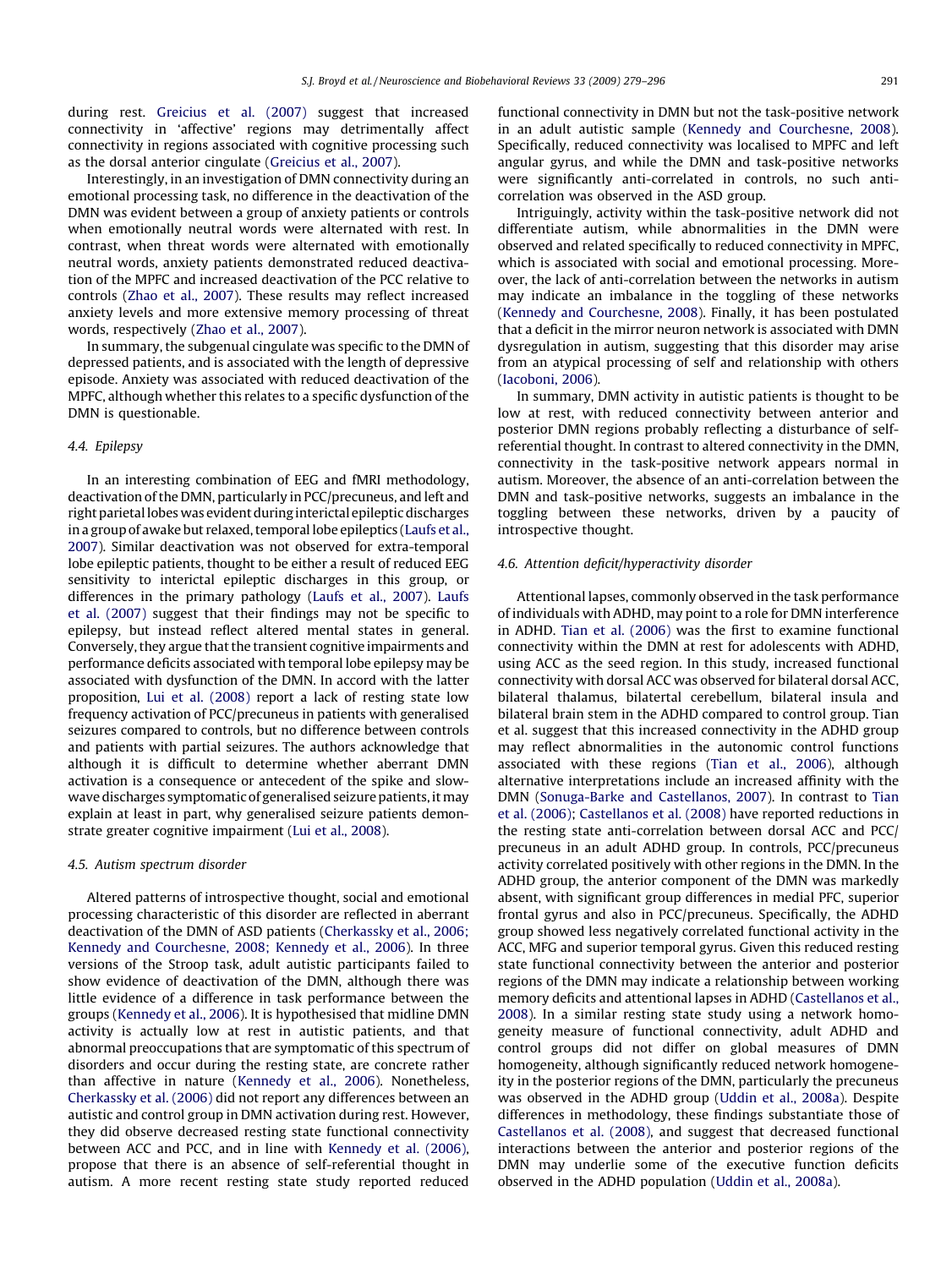during rest. Greicius et al. (2007) suggest that increased connectivity in 'affective' regions may detrimentally affect connectivity in regions associated with cognitive processing such as the dorsal anterior cingulate (Greicius et al., 2007).

Interestingly, in an investigation of DMN connectivity during an emotional processing task, no difference in the deactivation of the DMN was evident between a group of anxiety patients or controls when emotionally neutral words were alternated with rest. In contrast, when threat words were alternated with emotionally neutral words, anxiety patients demonstrated reduced deactivation of the MPFC and increased deactivation of the PCC relative to controls (Zhao et al., 2007). These results may reflect increased anxiety levels and more extensive memory processing of threat words, respectively (Zhao et al., 2007).

In summary, the subgenual cingulate was specific to the DMN of depressed patients, and is associated with the length of depressive episode. Anxiety was associated with reduced deactivation of the MPFC, although whether this relates to a specific dysfunction of the DMN is questionable.

### 4.4. Epilepsy

In an interesting combination of EEG and fMRI methodology, deactivation of the DMN, particularly in PCC/precuneus, and left and right parietal lobes was evident during interictal epileptic discharges in a group of awake but relaxed, temporal lobe epileptics (Laufs et al., 2007). Similar deactivation was not observed for extra-temporal lobe epileptic patients, thought to be either a result of reduced EEG sensitivity to interictal epileptic discharges in this group, or differences in the primary pathology (Laufs et al., 2007). Laufs et al. (2007) suggest that their findings may not be specific to epilepsy, but instead reflect altered mental states in general. Conversely, they argue that the transient cognitive impairments and performance deficits associated with temporal lobe epilepsy may be associated with dysfunction of the DMN. In accord with the latter proposition, Lui et al. (2008) report a lack of resting state low frequency activation of PCC/precuneus in patients with generalised seizures compared to controls, but no difference between controls and patients with partial seizures. The authors acknowledge that although it is difficult to determine whether aberrant DMN activation is a consequence or antecedent of the spike and slow-wave discharges symptomatic of generalised seizure patients, it may explain at least in part, why generalised seizure patients demonstrate greater cognitive impairment (Lui et al., 2008).

### 4.5. Autism spectrum disorder

Altered patterns of introspective thought, social and emotional processing characteristic of this disorder are reflected in aberrant deactivation of the DMN of ASD patients (Cherkassky et al., 2006; Kennedy and Courchesne, 2008; Kennedy et al., 2006). In three versions of the Stroop task, adult autistic participants failed to show evidence of deactivation of the DMN, although there was little evidence of a difference in task performance between the groups (Kennedy et al., 2006). It is hypothesised that midline DMN activity is actually low at rest in autistic patients, and that abnormal preoccupations that are symptomatic of this spectrum of disorders and occur during the resting state, are concrete rather than affective in nature (Kennedy et al., 2006). Nonetheless, Cherkassky et al. (2006) did not report any differences between an autistic and control group in DMN activation during rest. However, they did observe decreased resting state functional connectivity between ACC and PCC, and in line with Kennedy et al. (2006), propose that there is an absence of self-referential thought in autism. A more recent resting state study reported reduced functional connectivity in DMN but not the task-positive network in an adult autistic sample (Kennedy and Courchesne, 2008). Specifically, reduced connectivity was localised to MPFC and left angular gyrus, and while the DMN and task-positive networks were significantly anti-correlated in controls, no such anti-correlation was observed in the ASD group.

Intriguingly, activity within the task-positive network did not differentiate autism, while abnormalities in the DMN were observed and related specifically to reduced connectivity in MPFC, which is associated with social and emotional processing. Moreover, the lack of anti-correlation between the networks in autism may indicate an imbalance in the toggling of these networks (Kennedy and Courchesne, 2008). Finally, it has been postulated that a deficit in the mirror neuron network is associated with DMN dysregulation in autism, suggesting that this disorder may arise from an atypical processing of self and relationship with others (Iacoboni, 2006).

In summary, DMN activity in autistic patients is thought to be low at rest, with reduced connectivity between anterior and posterior DMN regions probably reflecting a disturbance of self-referential thought. In contrast to altered connectivity in the DMN, connectivity in the task-positive network appears normal in autism. Moreover, the absence of an anti-correlation between the DMN and task-positive networks, suggests an imbalance in the toggling between these networks, driven by a paucity of introspective thought.

### 4.6. Attention deficit/hyperactivity disorder

Attentional lapses, commonly observed in the task performance of individuals with ADHD, may point to a role for DMN interference in ADHD. Tian et al. (2006) was the first to examine functional connectivity within the DMN at rest for adolescents with ADHD, using ACC as the seed region. In this study, increased functional connectivity with dorsal ACC was observed for bilateral dorsal ACC, bilateral thalamus, bilatertal cerebellum, bilateral insula and bilateral brain stem in the ADHD compared to control group. Tian et al. suggest that this increased connectivity in the ADHD group may reflect abnormalities in the autonomic control functions associated with these regions (Tian et al., 2006), although alternative interpretations include an increased affinity with the DMN (Sonuga-Barke and Castellanos, 2007). In contrast to Tian et al. (2006); Castellanos et al. (2008) have reported reductions in the resting state anti-correlation between dorsal ACC and PCC/precuneus in an adult ADHD group. In controls, PCC/precuneus activity correlated positively with other regions in the DMN. In the ADHD group, the anterior component of the DMN was markedly absent, with significant group differences in medial PFC, superior frontal gyrus and also in PCC/precuneus. Specifically, the ADHD group showed less negatively correlated functional activity in the ACC, MFG and superior temporal gyrus. Given this reduced resting state functional connectivity between the anterior and posterior regions of the DMN may indicate a relationship between working memory deficits and attentional lapses in ADHD (Castellanos et al., 2008). In a similar resting state study using a network homogeneity measure of functional connectivity, adult ADHD and control groups did not differ on global measures of DMN homogeneity, although significantly reduced network homogeneity in the posterior regions of the DMN, particularly the precuneus was observed in the ADHD group (Uddin et al., 2008a). Despite differences in methodology, these findings substantiate those of Castellanos et al. (2008), and suggest that decreased functional interactions between the anterior and posterior regions of the DMN may underlie some of the executive function deficits observed in the ADHD population (Uddin et al., 2008a).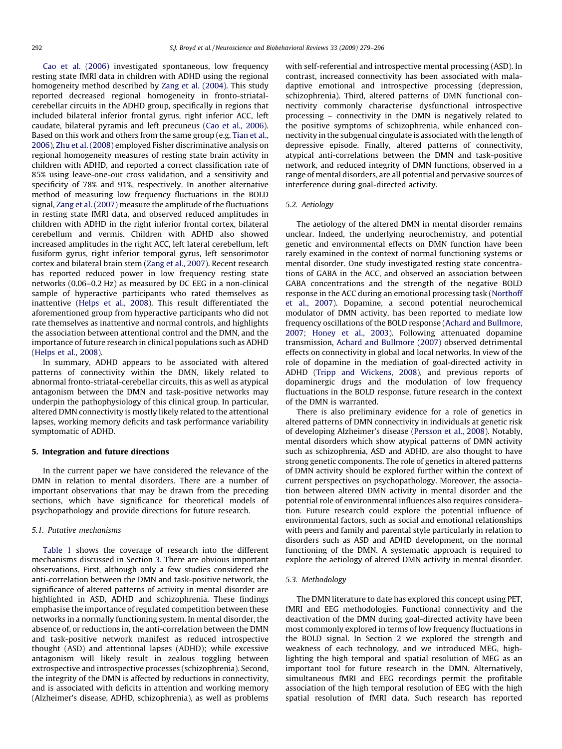Cao et al. (2006) investigated spontaneous, low frequency resting state fMRI data in children with ADHD using the regional homogeneity method described by Zang et al. (2004). This study reported decreased regional homogeneity in fronto-striatal-cerebellar circuits in the ADHD group, specifically in regions that included bilateral inferior frontal gyrus, right inferior ACC, left caudate, bilateral pyramis and left precuneus (Cao et al., 2006). Based on this work and others from the same group (e.g. Tian et al., 2006), Zhu et al. (2008) employed Fisher discriminative analysis on regional homogeneity measures of resting state brain activity in children with ADHD, and reported a correct classification rate of 85% using leave-one-out cross validation, and a sensitivity and specificity of 78% and 91%, respectively. In another alternative method of measuring low frequency fluctuations in the BOLD signal, Zang et al. (2007) measure the amplitude of the fluctuations in resting state fMRI data, and observed reduced amplitudes in children with ADHD in the right inferior frontal cortex, bilateral cerebellum and vermis. Children with ADHD also showed increased amplitudes in the right ACC, left lateral cerebellum, left fusiform gyrus, right inferior temporal gyrus, left sensorimotor cortex and bilateral brain stem (Zang et al., 2007). Recent research has reported reduced power in low frequency resting state networks (0.06–0.2 Hz) as measured by DC EEG in a non-clinical sample of hyperactive participants who rated themselves as inattentive (Helps et al., 2008). This result differentiated the aforementioned group from hyperactive participants who did not rate themselves as inattentive and normal controls, and highlights the association between attentional control and the DMN, and the importance of future research in clinical populations such as ADHD (Helps et al., 2008).

In summary, ADHD appears to be associated with altered patterns of connectivity within the DMN, likely related to abnormal fronto-striatal-cerebellar circuits, this as well as atypical antagonism between the DMN and task-positive networks may underpin the pathophysiology of this clinical group. In particular, altered DMN connectivity is mostly likely related to the attentional lapses, working memory deficits and task performance variability symptomatic of ADHD.

## 5. Integration and future directions

In the current paper we have considered the relevance of the DMN in relation to mental disorders. There are a number of important observations that may be drawn from the preceding sections, which have significance for theoretical models of psychopathology and provide directions for future research.

### 5.1. Putative mechanisms

Table 1 shows the coverage of research into the different mechanisms discussed in Section 3. There are obvious important observations. First, although only a few studies considered the anti-correlation between the DMN and task-positive network, the significance of altered patterns of activity in mental disorder are highlighted in ASD, ADHD and schizophrenia. These findings emphasise the importance of regulated competition between these networks in a normally functioning system. In mental disorder, the absence of, or reductions in, the anti-correlation between the DMN and task-positive network manifest as reduced introspective thought (ASD) and attentional lapses (ADHD); while excessive antagonism will likely result in zealous toggling between extrospective and introspective processes (schizophrenia). Second, the integrity of the DMN is affected by reductions in connectivity, and is associated with deficits in attention and working memory (Alzheimer's disease, ADHD, schizophrenia), as well as problems with self-referential and introspective mental processing (ASD). In contrast, increased connectivity has been associated with maladaptive emotional and introspective processing (depression, schizophrenia). Third, altered patterns of DMN functional connectivity commonly characterise dysfunctional introspective processing – connectivity in the DMN is negatively related to the positive symptoms of schizophrenia, while enhanced connectivity in the subgenual cingulate is associated with the length of depressive episode. Finally, altered patterns of connectivity, atypical anti-correlations between the DMN and task-positive network, and reduced integrity of DMN functions, observed in a range of mental disorders, are all potential and pervasive sources of interference during goal-directed activity.

### 5.2. Aetiology

The aetiology of the altered DMN in mental disorder remains unclear. Indeed, the underlying neurochemistry, and potential genetic and environmental effects on DMN function have been rarely examined in the context of normal functioning systems or mental disorder. One study investigated resting state concentrations of GABA in the ACC, and observed an association between GABA concentrations and the strength of the negative BOLD response in the ACC during an emotional processing task (Northoff et al., 2007). Dopamine, a second potential neurochemical modulator of DMN activity, has been reported to mediate low frequency oscillations of the BOLD response (Achard and Bullmore, 2007; Honey et al., 2003). Following attenuated dopamine transmission, Achard and Bullmore (2007) observed detrimental effects on connectivity in global and local networks. In view of the role of dopamine in the mediation of goal-directed activity in ADHD (Tripp and Wickens, 2008), and previous reports of dopaminergic drugs and the modulation of low frequency fluctuations in the BOLD response, future research in the context of the DMN is warranted.

There is also preliminary evidence for a role of genetics in altered patterns of DMN connectivity in individuals at genetic risk of developing Alzheimer's disease (Persson et al., 2008). Notably, mental disorders which show atypical patterns of DMN activity such as schizophrenia, ASD and ADHD, are also thought to have strong genetic components. The role of genetics in altered patterns of DMN activity should be explored further within the context of current perspectives on psychopathology. Moreover, the association between altered DMN activity in mental disorder and the potential role of environmental influences also requires consideration. Future research could explore the potential influence of environmental factors, such as social and emotional relationships with peers and family and parental style particularly in relation to disorders such as ASD and ADHD development, on the normal functioning of the DMN. A systematic approach is required to explore the aetiology of altered DMN activity in mental disorder.

### 5.3. Methodology

The DMN literature to date has explored this concept using PET, fMRI and EEG methodologies. Functional connectivity and the deactivation of the DMN during goal-directed activity have been most commonly explored in terms of low frequency fluctuations in the BOLD signal. In Section 2 we explored the strength and weakness of each technology, and we introduced MEG, highlighting the high temporal and spatial resolution of MEG as an important tool for future research in the DMN. Alternatively, simultaneous fMRI and EEG recordings permit the profitable association of the high temporal resolution of EEG with the high spatial resolution of fMRI data. Such research has reported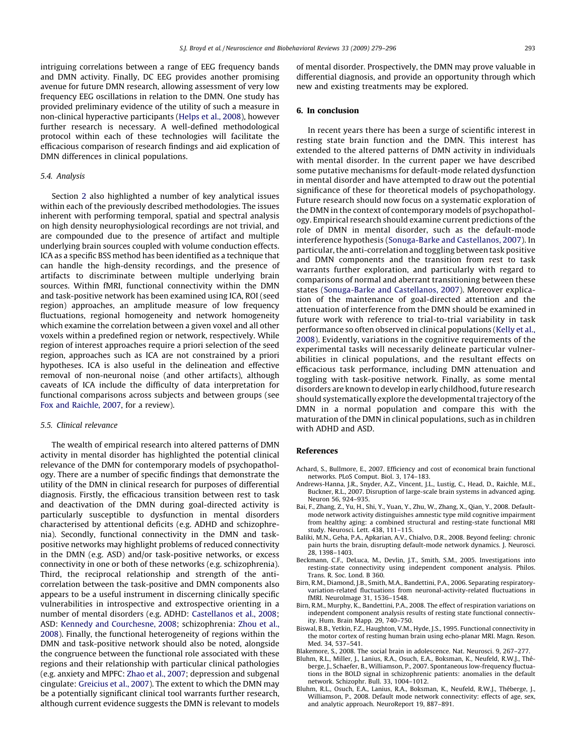intriguing correlations between a range of EEG frequency bands and DMN activity. Finally, DC EEG provides another promising avenue for future DMN research, allowing assessment of very low frequency EEG oscillations in relation to the DMN. One study has provided preliminary evidence of the utility of such a measure in non-clinical hyperactive participants (Helps et al., 2008), however further research is necessary. A well-defined methodological protocol within each of these technologies will facilitate the efficacious comparison of research findings and aid explication of DMN differences in clinical populations.

### 5.4. Analysis

Section 2 also highlighted a number of key analytical issues within each of the previously described methodologies. The issues inherent with performing temporal, spatial and spectral analysis on high density neurophysiological recordings are not trivial, and are compounded due to the presence of artifact and multiple underlying brain sources coupled with volume conduction effects. ICA as a specific BSS method has been identified as a technique that can handle the high-density recordings, and the presence of artifacts to discriminate between multiple underlying brain sources. Within fMRI, functional connectivity within the DMN and task-positive network has been examined using ICA, ROI (seed region) approaches, an amplitude measure of low frequency fluctuations, regional homogeneity and network homogeneity which examine the correlation between a given voxel and all other voxels within a predefined region or network, respectively. While region of interest approaches require a priori selection of the seed region, approaches such as ICA are not constrained by a priori hypotheses. ICA is also useful in the delineation and effective removal of non-neuronal noise (and other artifacts), although caveats of ICA include the difficulty of data interpretation for functional comparisons across subjects and between groups (see Fox and Raichle, 2007, for a review).

### 5.5. Clinical relevance

The wealth of empirical research into altered patterns of DMN activity in mental disorder has highlighted the potential clinical relevance of the DMN for contemporary models of psychopathology. There are a number of specific findings that demonstrate the utility of the DMN in clinical research for purposes of differential diagnosis. Firstly, the efficacious transition between rest to task and deactivation of the DMN during goal-directed activity is particularly susceptible to dysfunction in mental disorders characterised by attentional deficits (e.g. ADHD and schizophrenia). Secondly, functional connectivity in the DMN and task-positive networks may highlight problems of reduced connectivity in the DMN (e.g. ASD) and/or task-positive networks, or excess connectivity in one or both of these networks (e.g. schizophrenia). Third, the reciprocal relationship and strength of the anti-correlation between the task-positive and DMN components also appears to be a useful instrument in discerning clinically specific vulnerabilities in introspective and extrospective orienting in a number of mental disorders (e.g. ADHD: Castellanos et al., 2008; ASD: Kennedy and Courchesne, 2008; schizophrenia: Zhou et al., 2008). Finally, the functional heterogeneity of regions within the DMN and task-positive network should also be noted, alongside the congruence between the functional role associated with these regions and their relationship with particular clinical pathologies (e.g. anxiety and MPFC: Zhao et al., 2007; depression and subgenal cingulate: Greicius et al., 2007). The extent to which the DMN may be a potentially significant clinical tool warrants further research, although current evidence suggests the DMN is relevant to models of mental disorder. Prospectively, the DMN may prove valuable in differential diagnosis, and provide an opportunity through which new and existing treatments may be explored.

## 6. In conclusion

In recent years there has been a surge of scientific interest in resting state brain function and the DMN. This interest has extended to the altered patterns of DMN activity in individuals with mental disorder. In the current paper we have described some putative mechanisms for default-mode related dysfunction in mental disorder and have attempted to draw out the potential significance of these for theoretical models of psychopathology. Future research should now focus on a systematic exploration of the DMN in the context of contemporary models of psychopathology. Empirical research should examine current predictions of the role of DMN in mental disorder, such as the default-mode interference hypothesis (Sonuga-Barke and Castellanos, 2007). In particular, the anti-correlation and toggling between task positive and DMN components and the transition from rest to task warrants further exploration, and particularly with regard to comparisons of normal and aberrant transitioning between these states (Sonuga-Barke and Castellanos, 2007). Moreover explication of the maintenance of goal-directed attention and the attenuation of interference from the DMN should be examined in future work with reference to trial-to-trial variability in task performance so often observed in clinical populations (Kelly et al., 2008). Evidently, variations in the cognitive requirements of the experimental tasks will necessarily delineate particular vulnerabilities in clinical populations, and the resultant effects on efficacious task performance, including DMN attenuation and toggling with task-positive network. Finally, as some mental disorders are known to develop in early childhood, future research should systematically explore the developmental trajectory of the DMN in a normal population and compare this with the maturation of the DMN in clinical populations, such as in children with ADHD and ASD.

## References

Achard, S., Bullmore, E., 2007. Efficiency and cost of economical brain functional networks. PLoS Comput. Biol. 3, 174–183.

Andrews-Hanna, J.R., Snyder, A.Z., Vincent, J.L., Lustig, C., Head, D., Raichle, M.E., Buckner, R.L., 2007. Disruption of large-scale brain systems in advanced aging. Neuron 56, 924–935.

Bai, F., Zhang, Z., Yu, H., Shi, Y., Yuan, Y., Zhu, W., Zhang, X., Qian, Y., 2008. Default-mode network activity distinguishes amnestic type mild cognitive impairment from healthy aging: a combined structural and resting-state functional MRI study. Neurosci. Lett. 438, 111–115.

Baliki, M.N., Geha, P.A., Apkarian, A.V., Chialvo, D.R., 2008. Beyond feeling: chronic pain hurts the brain, disrupting default-mode network dynamics. J. Neurosci. 28, 1398–1403.

Beckmann, C.F., DeLuca, M., Devlin, J.T., Smith, S.M., 2005. Investigations into resting-state connectivity using independent component analysis. Philos. Trans. R. Soc. Lond. B 360.

Birn, R.M., Diamond, J.B., Smith, M.A., Bandettini, P.A., 2006. Separating respiratory-variation-related fluctuations from neuronal-activity-related fluctuations in fMRI. NeuroImage 31, 1536–1548.

Birn, R.M., Murphy, K., Bandettini, P.A., 2008. The effect of respiration variations on independent component analysis results of resting state functional connectivity. Hum. Brain Mapp. 29, 740–750.

Biswal, B.B., Yetkin, F.Z., Haughton, V.M., Hyde, J.S., 1995. Functional connectivity in the motor cortex of resting human brain using echo-planar MRI. Magn. Reson. Med. 34, 537–541.

Blakemore, S., 2008. The social brain in adolescence. Nat. Neurosci. 9, 267–277.

Bluhm, R.L., Miller, J., Lanius, R.A., Osuch, E.A., Boksman, K., Neufeld, R.W.J., Théberge, J., Schaefer, B., Williamson, P., 2007. Spontaneous low-frequency fluctuations in the BOLD signal in schizophrenic patients: anomalies in the default network. Schizophr. Bull. 33, 1004–1012.

Bluhm, R.L., Osuch, E.A., Lanius, R.A., Boksman, K., Neufeld, R.W.J., Théberge, J., Williamson, P., 2008. Default mode network connectivity: effects of age, sex, and analytic approach. NeuroReport 19, 887–891.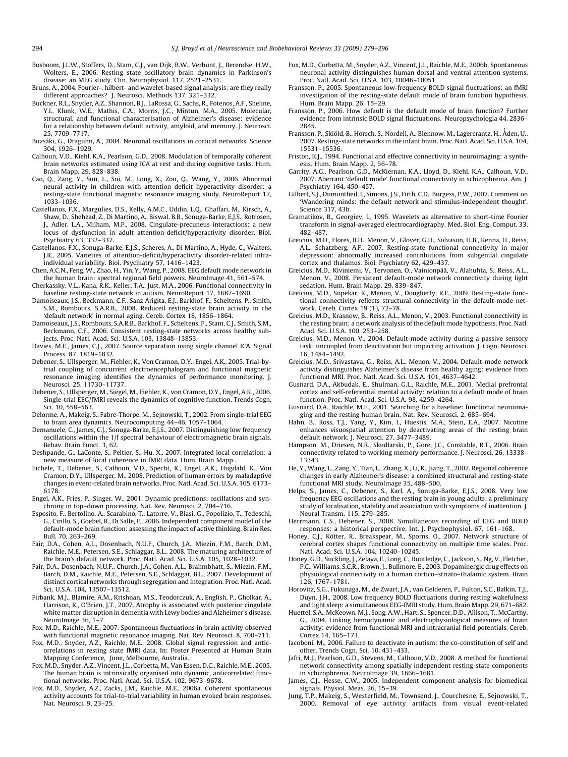Bosboom, J.L.W., Stoffers, D., Stam, C.J., van Dijk, B.W., Verbunt, J., Berendse, H.W., Wolters, E., 2006. Resting state oscillatory brain dynamics in Parkinson's disease: an MEG study. Clin. Neurophysiol. 117, 2521–2531.

Bruns, A., 2004. Fourier-, hilbert- and wavelet-based signal analysis: are they really different approaches? J. Neurosci. Methods 137, 321–332.

Buckner, R.L., Snyder, A.Z., Shannon, B.J., LaRossa, G., Sachs, R., Fotenos, A.F., Sheline, Y.I., Klunk, W.E., Mathis, C.A., Morris, J.C., Mintun, M.A., 2005. Molecular, structural, and functional characterisation of Alzheimer's disease: evidence for a relationship between default activity, amyloid, and memory. J. Neurosci. 25, 7709–7717.

Buzsáki, G., Draguhn, A., 2004. Neuronal oscillations in cortical networks. Science 304, 1926–1929.

Calhoun, V.D., Kiehl, K.A., Pearlson, G.D., 2008. Modulation of temporally coherent brain networks estimated using ICA at rest and during cognitive tasks. Hum. Brain Mapp. 29, 828–838.

Cao, Q., Zang, Y., Sun, L., Sui, M., Long, X., Zou, Q., Wang, Y., 2006. Abnormal neural activity in children with attention deficit hyperactivity disorder: a resting-state functional magnetic resonance imaging study. NeuroReport 17, 1033–1036.

Castellanos, F.X., Margulies, D.S., Kelly, A.M.C., Uddin, L.Q., Ghaffari, M., Kirsch, A., Shaw, D., Shehzad, Z., Di Martino, A., Biswal, B.B., Sonuga-Barke, E.J.S., Rotrosen, J., Adler, L.A., Milham, M.P., 2008. Cingulate-precuneus interactions: a new locus of dysfunction in adult attention-deficit/hyperactivity disorder. Biol. Psychiatry 63, 332–337.

Castellanos, F.X., Sonuga-Barke, E.J.S., Scheres, A., Di Martino, A., Hyde, C., Walters, J.R., 2005. Varieties of attention-deficit/hyperactivity disorder-related intra-individual variability. Biol. Psychiatry 57, 1416–1423.

Chen, A.C.N., Feng, W., Zhao, H., Yin, Y., Wang, P., 2008. EEG default mode network in the human brain: spectral regional field powers. NeuroImage 41, 561–574.

Cherkassky, V.L., Kana, R.K., Keller, T.A., Just, M.A., 2006. Functional connectivity in baseline resting-state network in autism. NeuroReport 17, 1687–1690.

Damoiseaux, J.S., Beckmann, C.F., Sanz Arigita, E.J., Barkhof, F., Scheltens, P., Smith, S.M., Rombouts, S.A.R.B., 2008. Reduced resting-state brain activity in the 'default network' in normal aging. Cereb. Cortex 18, 1856–1864.

Damoiseaux, J.S., Rombouts, S.A.R.B., Barkhof, F., Scheltens, P., Stam, C.J., Smith, S.M., Beckmann, C.F., 2006. Consistent resting-state networks across healthy subjects. Proc. Natl. Acad. Sci. U.S.A. 103, 13848–13853.

Davies, M.E., James, C.J., 2007. Source separation using single channel ICA. Signal Process. 87, 1819–1832.

Debener, S., Ullsperger, M., Fiehler, K., Von Cramon, D.Y., Engel, A.K., 2005. Trial-by-trial coupling of concurrent electroencephalogram and functional magnetic resonance imaging identifies the dynamics of performance monitoring. J. Neurosci. 25, 11730–11737.

Debener, S., Ullsperger, M., Siegel, M., Fiehler, K., von Cramon, D.Y., Engel, A.K., 2006. Single-trial EEG/fMRI reveals the dynamics of cognitive function. Trends Cogn. Sci. 10, 558–563.

Delorme, A., Makeig, S., Fabre-Thorpe, M., Sejnowski, T., 2002. From single-trial EEG to brain area dynamics. Neurocomputing 44–46, 1057–1064.

Demanuele, C., James, C.J., Sonuga-Barke, E.J.S., 2007. Distinguishing low frequency oscillations within the 1/f spectral behaviour of electromagnetic brain signals. Behav. Brain Funct. 3, 62.

Deshpande, G., LaConte, S., Peltier, S., Hu, X., 2007. Integrated local correlation: a new measure of local coherence in fMRI data. Hum. Brain Mapp..

Eichele, T., Debener, S., Calhoun, V.D., Specht, K., Engel, A.K., Hugdahl, K., Von Cramon, D.Y., Ullsperger, M., 2008. Prediction of human errors by maladaptive changes in event-related brain networks. Proc. Natl. Acad. Sci. U.S.A. 105, 6173–6178.

Engel, A.K., Fries, P., Singer, W., 2001. Dynamic predictions: oscillations and synchrony in top–down processing. Nat. Rev. Neurosci. 2, 704–716.

Esposito, F., Bertolino, A., Scarabino, T., Latorre, V., Blasi, G., Popolizio, T., Tedeschi, G., Cirillo, S., Goebel, R., Di Salle, F., 2006. Independent component model of the default-mode brain function: assessing the impact of active thinking. Brain Res. Bull. 70, 263–269.

Fair, D.A., Cohen, A.L., Dosenbach, N.U.F., Church, J.A., Miezin, F.M., Barch, D.M., Raichle, M.E., Petersen, S.E., Schlaggar, B.L., 2008. The maturing architecture of the brain's default network. Proc. Natl. Acad. Sci. U.S.A. 105, 1028–1032.

Fair, D.A., Dosenbach, N.U.F., Church, J.A., Cohen, A.L., Brahmbhatt, S., Miezin, F.M., Barch, D.M., Raichle, M.E., Petersen, S.E., Schlaggar, B.L., 2007. Development of distinct cortical networks through segregation and integration. Proc. Natl. Acad. Sci. U.S.A. 104, 13507–13512.

Firbank, M.J., Blamire, A.M., Krishnan, M.S., Teodorczuk, A., English, P., Gholkar, A., Harrison, R., O'Brien, J.T., 2007. Atrophy is associated with posterior cingulate white matter disruption in dementia with Lewy bodies and Alzheimer's disease. NeuroImage 36, 1–7.

Fox, M.D., Raichle, M.E., 2007. Spontaneous fluctuations in brain activity observed with functional magnetic resonance imaging. Nat. Rev. Neurosci. 8, 700–711.

Fox, M.D., Snyder, A.Z., Raichle, M.E., 2008. Global signal regression and anticorrelations in resting state fMRI data. In: Poster Presented at Human Brain Mapping Conference, June, Melbourne, Australia.

Fox, M.D., Snyder, A.Z., Vincent, J.L., Corbetta, M., Van Essen, D.C., Raichle, M.E., 2005. The human brain is intrinsically organised into dynamic, anticorrelated functional networks. Proc. Natl. Acad. Sci. U.S.A. 102, 9673–9678.

Fox, M.D., Snyder, A.Z., Zacks, J.M., Raichle, M.E., 2006a. Coherent spontaneous activity accounts for trial-to-trial variability in human evoked brain responses. Nat. Neurosci. 9, 23–25.

Fox, M.D., Corbetta, M., Snyder, A.Z., Vincent, J.L., Raichle, M.E., 2006b. Spontaneous neuronal activity distinguishes human dorsal and ventral attention systems. Proc. Natl. Acad. Sci. U.S.A. 103, 10046–10051.

Fransson, P., 2005. Spontaneous low-frequency BOLD signal fluctuations: an fMRI investigation of the resting-state default mode of brain function hypothesis. Hum. Brain Mapp. 26, 15–29.

Fransson, P., 2006. How default is the default mode of brain function? Further evidence from intrinsic BOLD signal fluctuations. Neuropsychologia 44, 2836–2845.

Fransson, P., Skiöld, B., Horsch, S., Nordell, A., Blennow, M., Lagercrantz, H., Åden, U., 2007. Resting-state networks in the infant brain. Proc. Natl. Acad. Sci. U.S.A. 104, 15531–15536.

Friston, K.J., 1994. Functional and effective connectivity in neuroimaging: a synthesis. Hum. Brain Mapp. 2, 56–78.

Garrity, A.G., Pearlson, G.D., McKiernan, K.A., Lloyd, D., Kiehl, K.A., Calhoun, V.D., 2007. Aberrant 'default mode' functional connectivity in schizophrenia. Am. J. Psychiatry 164, 450–457.

Gilbert, S.J., Dumontheil, I., Simons, J.S., Firth, C.D., Burgess, P.W., 2007. Comment on 'Wandering minds: the default network and stimulus-independent thought'. Science 317, 43b.

Gramatikov, B., Georgiev, I., 1995. Wavelets as alternative to short-time Fourier transform in signal-averaged electrocardiography. Med. Biol. Eng. Comput. 33, 482–487.

Greicius, M.D., Flores, B.H., Menon, V., Glover, G.H., Solvason, H.B., Kenna, H., Reiss, A.L., Schatzberg, A.F., 2007. Resting-state functional connectivity in major depression: abnormally increased contributions from subgenual cingulate cortex and thalamus. Biol. Psychiatry 62, 429–437.

Greicius, M.D., Kiviniemi, V., Tervonen, O., Vainionpää, V., Alahuhta, S., Reiss, A.L., Menon, V., 2008. Persistent default-mode network connectivity during light sedation. Hum. Brain Mapp. 29, 839–847.

Greicius, M.D., Supekar, K., Menon, V., Dougherty, R.F., 2009. Resting-state functional connectivity reflects structural connectivity in the default-mode network. Cereb. Cortex 19 (1), 72–78.

Greicius, M.D., Krasnow, B., Reiss, A.L., Menon, V., 2003. Functional connectivity in the resting brain: a network analysis of the default mode hypothesis. Proc. Natl. Acad. Sci. U.S.A. 100, 253–258.

Greicius, M.D., Menon, V., 2004. Default-mode activity during a passive sensory task: uncoupled from deactivation but impacting activation. J. Cogn. Neurosci. 16, 1484–1492.

Greicius, M.D., Srivastava, G., Reiss, A.L., Menon, V., 2004. Default-mode network activity distinguishes Alzheimer's disease from healthy aging: evidence from functional MRI. Proc. Natl. Acad. Sci. U.S.A. 101, 4637–4642.

Gusnard, D.A., Akbudak, E., Shulman, G.L., Raichle, M.E., 2001. Medial prefrontal cortex and self-referential mental activity: relation to a default mode of brain function. Proc. Natl. Acad. Sci. U.S.A. 98, 4259–4264.

Gusnard, D.A., Raichle, M.E., 2001. Searching for a baseline: functional neuroimaging and the resting human brain. Nat. Rev. Neurosci. 2, 685–694.

Hahn, B., Ross, T.J., Yang, Y., Kim, I., Huestis, M.A., Stein, E.A., 2007. Nicotine enhances visuospatial attention by deactivating areas of the resting brain default network. J. Neurosci. 27, 3477–3489.

Hampson, M., Driesen, N.R., Skudlarski, P., Gore, J.C., Constable, R.T., 2006. Brain connectivity related to working memory performance. J. Neurosci. 26, 13338–13343.

He, Y., Wang, L., Zang, Y., Tian, L., Zhang, X., Li, K., Jiang, T., 2007. Regional coherence changes in early Alzheimer's disease: a combined structural and resting-state functional MRI study. NeuroImage 35, 488–500.

Helps, S., James, C., Debener, S., Karl, A., Sonuga-Barke, E.J.S., 2008. Very low frequency EEG oscillations and the resting brain in young adults: a preliminary study of localisation, stability and association with symptoms of inattention. J. Neural Transm. 115, 279–285.

Herrmann, C.S., Debener, S., 2008. Simultaneous recording of EEG and BOLD responses: a historical perspective. Int. J. Psychophysiol. 67, 161–168.

Honey, C.J., Kötter, R., Breakspear, M., Sporns, O., 2007. Network structure of cerebral cortex shapes functional connectivity on multiple time scales. Proc. Natl. Acad. Sci. U.S.A. 104, 10240–10245.

Honey, G.D., Suckling, J., Zelaya, F., Long, C., Routledge, C., Jackson, S., Ng, V., Fletcher, P.C., Williams, S.C.R., Brown, J., Bullmore, E., 2003. Dopaminergic drug effects on physiological connectivity in a human cortico–striato–thalamic system. Brain 126, 1767–1781.

Horovitz, S.G., Fukunaga, M., de Zwart, J.A., van Gelderen, P., Fulton, S.C., Balkin, T.J., Duyn, J.H., 2008. Low frequency BOLD fluctuations during resting wakefulness and light sleep: a simultaneous EEG-fMRI study. Hum. Brain Mapp. 29, 671–682.

Huettel, S.A., McKeown, M.J., Song, A.W., Hart, S., Spencer, D.D., Allison, T., McCarthy, G., 2004. Linking hemodynamic and electrophysiological measures of brain activity: evidence from functional MRI and intracranial field potentials. Cereb. Cortex 14, 165–173.

Iacoboni, M., 2006. Failure to deactivate in autism: the co-constitution of self and other. Trends Cogn. Sci. 10, 431–433.

Jafri, M.J., Pearlson, G.D., Stevens, M., Calhoun, V.D., 2008. A method for functional network connectivity among spatially independent resting-state components in schizophrenia. NeuroImage 39, 1666–1681.

James, C.J., Hesse, C.W., 2005. Independent component analysis for biomedical signals. Physiol. Meas. 26, 15–39.

Jung, T.P., Makeig, S., Westerfield, M., Townsend, J., Courchesne, E., Sejnowski, T., 2000. Removal of eye activity artifacts from visual event-related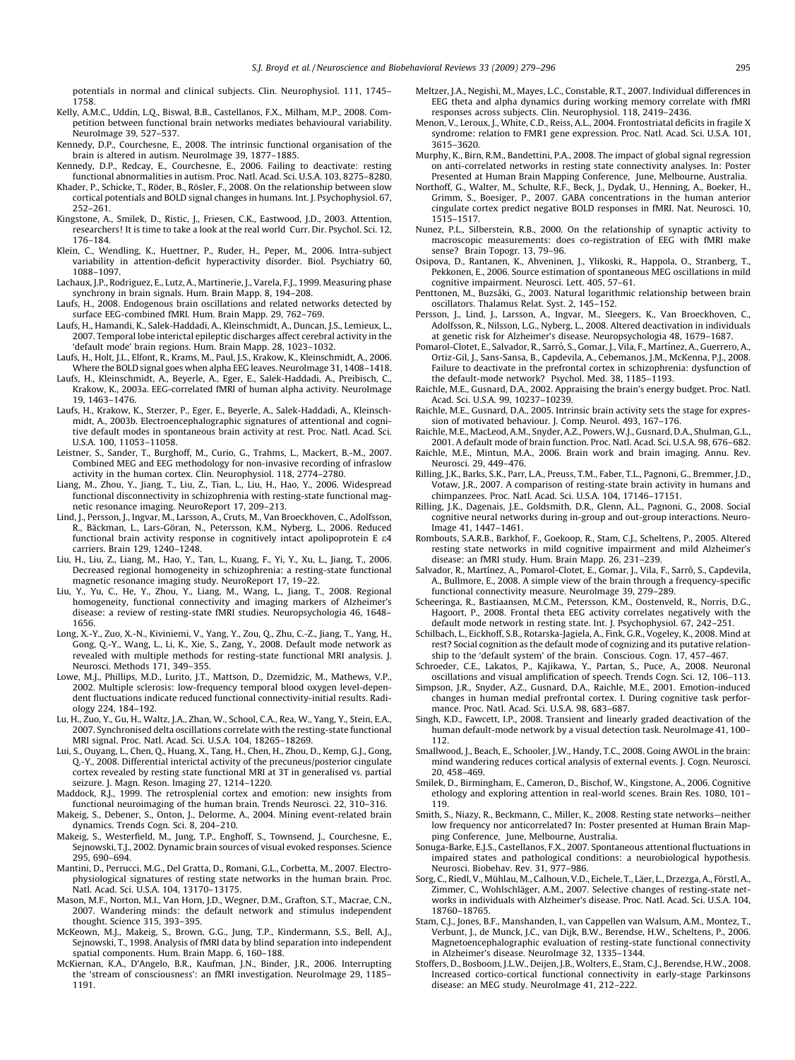potentials in normal and clinical subjects. Clin. Neurophysiol. 111, 1745–1758.

Kelly, A.M.C., Uddin, L.Q., Biswal, B.B., Castellanos, F.X., Milham, M.P., 2008. Competition between functional brain networks mediates behavioural variability. NeuroImage 39, 527–537.

Kennedy, D.P., Courchesne, E., 2008. The intrinsic functional organisation of the brain is altered in autism. NeuroImage 39, 1877–1885.

Kennedy, D.P., Redcay, E., Courchesne, E., 2006. Failing to deactivate: resting functional abnormalities in autism. Proc. Natl. Acad. Sci. U.S.A. 103, 8275–8280.

Khader, P., Schicke, T., Röder, B., Rösler, F., 2008. On the relationship between slow cortical potentials and BOLD signal changes in humans. Int. J. Psychophysiol. 67, 252–261.

Kingstone, A., Smilek, D., Ristic, J., Friesen, C.K., Eastwood, J.D., 2003. Attention, researchers! It is time to take a look at the real world Curr. Dir. Psychol. Sci. 12, 176–184.

Klein, C., Wendling, K., Huettner, P., Ruder, H., Peper, M., 2006. Intra-subject variability in attention-deficit hyperactivity disorder. Biol. Psychiatry 60, 1088–1097.

Lachaux, J.P., Rodriguez, E., Lutz, A., Martinerie, J., Varela, F.J., 1999. Measuring phase synchrony in brain signals. Hum. Brain Mapp. 8, 194–208.

Laufs, H., 2008. Endogenous brain oscillations and related networks detected by surface EEG-combined fMRI. Hum. Brain Mapp. 29, 762–769.

Laufs, H., Hamandi, K., Salek-Haddadi, A., Kleinschmidt, A., Duncan, J.S., Lemieux, L., 2007. Temporal lobe interictal epileptic discharges affect cerebral activity in the 'default mode' brain regions. Hum. Brain Mapp. 28, 1023–1032.

Laufs, H., Holt, J.L., Elfont, R., Krams, M., Paul, J.S., Krakow, K., Kleinschmidt, A., 2006. Where the BOLD signal goes when alpha EEG leaves. NeuroImage 31, 1408–1418.

Laufs, H., Kleinschmidt, A., Beyerle, A., Eger, E., Salek-Haddadi, A., Preibisch, C., Krakow, K., 2003a. EEG-correlated fMRI of human alpha activity. NeuroImage 19, 1463–1476.

Laufs, H., Krakow, K., Sterzer, P., Eger, E., Beyerle, A., Salek-Haddadi, A., Kleinschmidt, A., 2003b. Electroencephalographic signatures of attentional and cognitive default modes in spontaneous brain activity at rest. Proc. Natl. Acad. Sci. U.S.A. 100, 11053–11058.

Leistner, S., Sander, T., Burghoff, M., Curio, G., Trahms, L., Mackert, B.-M., 2007. Combined MEG and EEG methodology for non-invasive recording of infraslow activity in the human cortex. Clin. Neurophysiol. 118, 2774–2780.

Liang, M., Zhou, Y., Jiang, T., Liu, Z., Tian, L., Liu, H., Hao, Y., 2006. Widespread functional disconnectivity in schizophrenia with resting-state functional magnetic resonance imaging. NeuroReport 17, 209–213.

Lind, J., Persson, J., Ingvar, M., Larsson, A., Cruts, M., Van Broeckhoven, C., Adolfsson, R., Bäckman, L., Lars-Göran, N., Petersson, K.M., Nyberg, L., 2006. Reduced functional brain activity response in cognitively intact apolipoprotein E ε4 carriers. Brain 129, 1240–1248.

Liu, H., Liu, Z., Liang, M., Hao, Y., Tan, L., Kuang, F., Yi, Y., Xu, L., Jiang, T., 2006. Decreased regional homogeneity in schizophrenia: a resting-state functional magnetic resonance imaging study. NeuroReport 17, 19–22.

Liu, Y., Yu, C., He, Y., Zhou, Y., Liang, M., Wang, L., Jiang, T., 2008. Regional homogeneity, functional connectivity and imaging markers of Alzheimer's disease: a review of resting-state fMRI studies. Neuropsychologia 46, 1648–1656.

Long, X.-Y., Zuo, X.-N., Kiviniemi, V., Yang, Y., Zou, Q., Zhu, C.-Z., Jiang, T., Yang, H., Gong, Q.-Y., Wang, L., Li, K., Xie, S., Zang, Y., 2008. Default mode network as revealed with multiple methods for resting-state functional MRI analysis. J. Neurosci. Methods 171, 349–355.

Lowe, M.J., Phillips, M.D., Lurito, J.T., Mattson, D., Dzemidzic, M., Mathews, V.P., 2002. Multiple sclerosis: low-frequency temporal blood oxygen level-dependent fluctuations indicate reduced functional connectivity-initial results. Radiology 224, 184–192.

Lu, H., Zuo, Y., Gu, H., Waltz, J.A., Zhan, W., School, C.A., Rea, W., Yang, Y., Stein, E.A., 2007. Synchronised delta oscillations correlate with the resting-state functional MRI signal. Proc. Natl. Acad. Sci. U.S.A. 104, 18265–18269.

Lui, S., Ouyang, L., Chen, Q., Huang, X., Tang, H., Chen, H., Zhou, D., Kemp, G.J., Gong, Q.-Y., 2008. Differential interictal activity of the precuneus/posterior cingulate cortex revealed by resting state functional MRI at 3T in generalised vs. partial seizure. J. Magn. Reson. Imaging 27, 1214–1220.

Maddock, R.J., 1999. The retrosplenial cortex and emotion: new insights from functional neuroimaging of the human brain. Trends Neurosci. 22, 310–316.

Makeig, S., Debener, S., Onton, J., Delorme, A., 2004. Mining event-related brain dynamics. Trends Cogn. Sci. 8, 204–210.

Makeig, S., Westerfield, M., Jung, T.P., Enghoff, S., Townsend, J., Courchesne, E., Sejnowski, T.J., 2002. Dynamic brain sources of visual evoked responses. Science 295, 690–694.

Mantini, D., Perrucci, M.G., Del Gratta, D., Romani, G.L., Corbetta, M., 2007. Electrophysiological signatures of resting state networks in the human brain. Proc. Natl. Acad. Sci. U.S.A. 104, 13170–13175.

Mason, M.F., Norton, M.I., Van Horn, J.D., Wegner, D.M., Grafton, S.T., Macrae, C.N., 2007. Wandering minds: the default network and stimulus independent thought. Science 315, 393–395.

McKeown, M.J., Makeig, S., Brown, G.G., Jung, T.P., Kindermann, S.S., Bell, A.J., Sejnowski, T., 1998. Analysis of fMRI data by blind separation into independent spatial components. Hum. Brain Mapp. 6, 160–188.

McKiernan, K.A., D'Angelo, B.R., Kaufman, J.N., Binder, J.R., 2006. Interrupting the 'stream of consciousness': an fMRI investigation. NeuroImage 29, 1185–1191.

Meltzer, J.A., Negishi, M., Mayes, L.C., Constable, R.T., 2007. Individual differences in EEG theta and alpha dynamics during working memory correlate with fMRI responses across subjects. Clin. Neurophysiol. 118, 2419–2436.

Menon, V., Leroux, J., White, C.D., Reiss, A.L., 2004. Frontostriatal deficits in fragile X syndrome: relation to FMR1 gene expression. Proc. Natl. Acad. Sci. U.S.A. 101, 3615–3620.

Murphy, K., Birn, R.M., Bandettini, P.A., 2008. The impact of global signal regression on anti-correlated networks in resting state connectivity analyses. In: Poster Presented at Human Brain Mapping Conference, June, Melbourne, Australia.

Northoff, G., Walter, M., Schulte, R.F., Beck, J., Dydak, U., Henning, A., Boeker, H., Grimm, S., Boesiger, P., 2007. GABA concentrations in the human anterior cingulate cortex predict negative BOLD responses in fMRI. Nat. Neurosci. 10, 1515–1517.

Nunez, P.L., Silberstein, R.B., 2000. On the relationship of synaptic activity to macroscopic measurements: does co-registration of EEG with fMRI make sense? Brain Topogr. 13, 79–96.

Osipova, D., Rantanen, K., Ahveninen, J., Ylikoski, R., Happola, O., Stranberg, T., Pekkonen, E., 2006. Source estimation of spontaneous MEG oscillations in mild cognitive impairment. Neurosci. Lett. 405, 57–61.

Penttonen, M., Buzsáki, G., 2003. Natural logarithmic relationship between brain oscillators. Thalamus Relat. Syst. 2, 145–152.

Persson, J., Lind, J., Larsson, A., Ingvar, M., Sleegers, K., Van Broeckhoven, C., Adolfsson, R., Nilsson, L.G., Nyberg, L., 2008. Altered deactivation in individuals at genetic risk for Alzheimer's disease. Neuropsychologia 48, 1679–1687.

Pomarol-Clotet, E., Salvador, R., Sarró, S., Gomar, J., Vila, F., Martínez, A., Guerrero, A., Ortiz-Gil, J., Sans-Sansa, B., Capdevila, A., Cebemanos, J.M., McKenna, P.J., 2008. Failure to deactivate in the prefrontal cortex in schizophrenia: dysfunction of the default-mode network? Psychol. Med. 38, 1185–1193.

Raichle, M.E., Gusnard, D.A., 2002. Appraising the brain's energy budget. Proc. Natl. Acad. Sci. U.S.A. 99, 10237–10239.

Raichle, M.E., Gusnard, D.A., 2005. Intrinsic brain activity sets the stage for expression of motivated behaviour. J. Comp. Neurol. 493, 167–176.

Raichle, M.E., MacLeod, A.M., Snyder, A.Z., Powers, W.J., Gusnard, D.A., Shulman, G.L., 2001. A default mode of brain function. Proc. Natl. Acad. Sci. U.S.A. 98, 676–682.

Raichle, M.E., Mintun, M.A., 2006. Brain work and brain imaging. Annu. Rev. Neurosci. 29, 449–476.

Rilling, J.K., Barks, S.K., Parr, L.A., Preuss, T.M., Faber, T.L., Pagnoni, G., Bremmer, J.D., Votaw, J.R., 2007. A comparison of resting-state brain activity in humans and chimpanzees. Proc. Natl. Acad. Sci. U.S.A. 104, 17146–17151.

Rilling, J.K., Dagenais, J.E., Goldsmith, D.R., Glenn, A.L., Pagnoni, G., 2008. Social cognitive neural networks during in-group and out-group interactions. NeuroImage 41, 1447–1461.

Rombouts, S.A.R.B., Barkhof, F., Goekoop, R., Stam, C.J., Scheltens, P., 2005. Altered resting state networks in mild cognitive impairment and mild Alzheimer's disease: an fMRI study. Hum. Brain Mapp. 26, 231–239.

Salvador, R., Martínez, A., Pomarol-Clotet, E., Gomar, J., Vila, F., Sarró, S., Capdevila, A., Bullmore, E., 2008. A simple view of the brain through a frequency-specific functional connectivity measure. NeuroImage 39, 279–289.

Scheeringa, R., Bastiaansen, M.C.M., Petersson, K.M., Oostenveld, R., Norris, D.G., Hagoort, P., 2008. Frontal theta EEG activity correlates negatively with the default mode network in resting state. Int. J. Psychophysiol. 67, 242–251.

Schilbach, L., Eickhoff, S.B., Rotarska-Jagiela, A., Fink, G.R., Vogeley, K., 2008. Mind at rest? Social cognition as the default mode of cognizing and its putative relationship to the 'default system' of the brain. Conscious. Cogn. 17, 457–467.

Schroeder, C.E., Lakatos, P., Kajikawa, Y., Partan, S., Puce, A., 2008. Neuronal oscillations and visual amplification of speech. Trends Cogn. Sci. 12, 106–113.

Simpson, J.R., Snyder, A.Z., Gusnard, D.A., Raichle, M.E., 2001. Emotion-induced changes in human medial prefrontal cortex. I. During cognitive task performance. Proc. Natl. Acad. Sci. U.S.A. 98, 683–687.

Singh, K.D., Fawcett, I.P., 2008. Transient and linearly graded deactivation of the human default-mode network by a visual detection task. NeuroImage 41, 100–112.

Smallwood, J., Beach, E., Schooler, J.W., Handy, T.C., 2008. Going AWOL in the brain: mind wandering reduces cortical analysis of external events. J. Cogn. Neurosci. 20, 458–469.

Smilek, D., Birmingham, E., Cameron, D., Bischof, W., Kingstone, A., 2006. Cognitive ethology and exploring attention in real-world scenes. Brain Res. 1080, 101–119.

Smith, S., Niazy, R., Beckmann, C., Miller, K., 2008. Resting state networks—neither low frequency nor anticorrelated? In: Poster presented at Human Brain Mapping Conference, June, Melbourne, Australia.

Sonuga-Barke, E.J.S., Castellanos, F.X., 2007. Spontaneous attentional fluctuations in impaired states and pathological conditions: a neurobiological hypothesis. Neurosci. Biobehav. Rev. 31, 977–986.

Sorg, C., Riedl, V., Mühlau, M., Calhoun, V.D., Eichele, T., Läer, L., Drzezga, A., Förstl, A., Zimmer, C., Wohlschläger, A.M., 2007. Selective changes of resting-state networks in individuals with Alzheimer's disease. Proc. Natl. Acad. Sci. U.S.A. 104, 18760–18765.

Stam, C.J., Jones, B.F., Manshanden, I., van Cappellen van Walsum, A.M., Montez, T., Verbunt, J., de Munck, J.C., van Dijk, B.W., Berendse, H.W., Scheltens, P., 2006. Magnetoencephalographic evaluation of resting-state functional connectivity in Alzheimer's disease. NeuroImage 32, 1335–1344.

Stoffers, D., Bosboom, J.L.W., Deijen, J.B., Wolters, E., Stam, C.J., Berendse, H.W., 2008. Increased cortico-cortical functional connectivity in early-stage Parkinsons disease: an MEG study. NeuroImage 41, 212–222.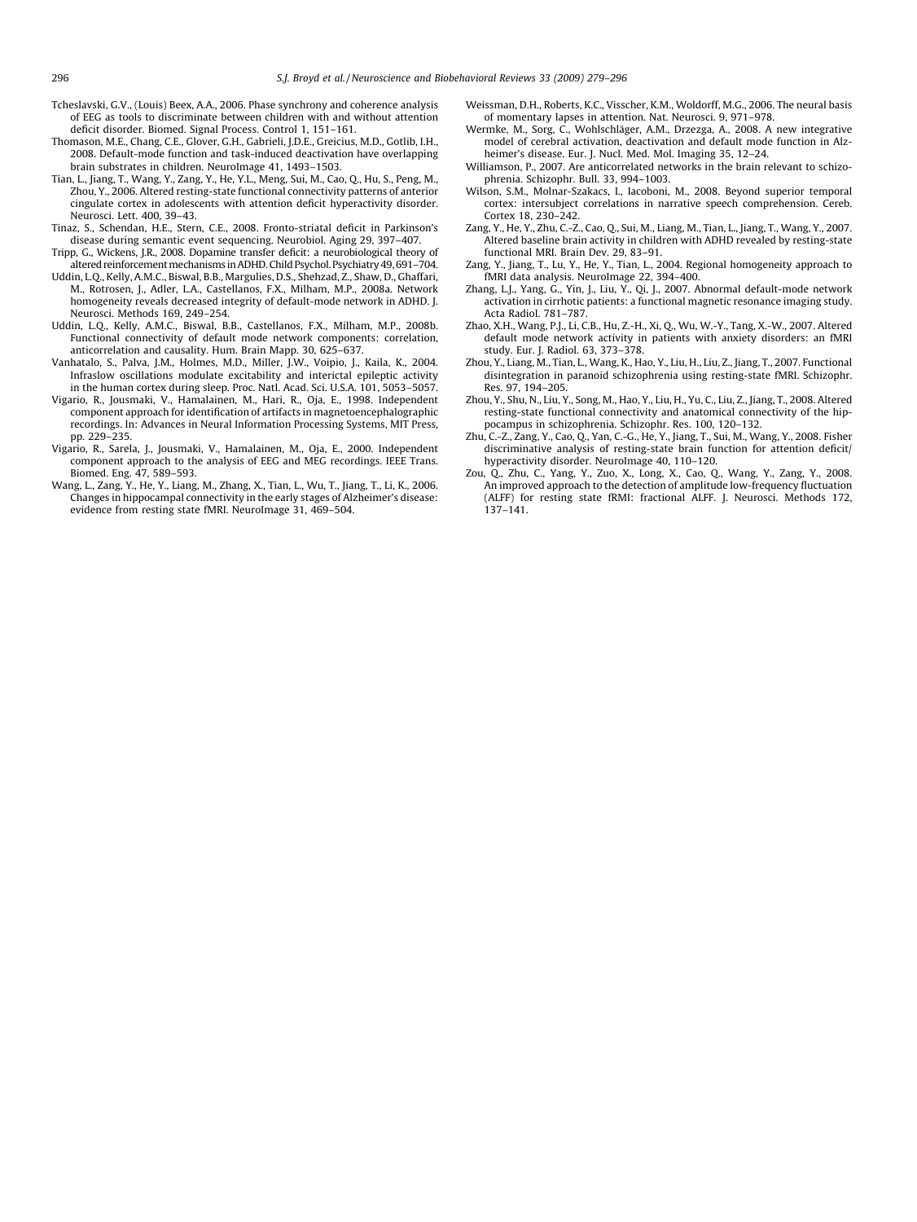Tcheslavski, G.V., (Louis) Beex, A.A., 2006. Phase synchrony and coherence analysis of EEG as tools to discriminate between children with and without attention deficit disorder. Biomed. Signal Process. Control 1, 151–161.

Thomason, M.E., Chang, C.E., Glover, G.H., Gabrieli, J.D.E., Greicius, M.D., Gotlib, I.H., 2008. Default-mode function and task-induced deactivation have overlapping brain substrates in children. NeuroImage 41, 1493–1503.

Tian, L., Jiang, T., Wang, Y., Zang, Y., He, Y.L., Meng, Sui, M., Cao, Q., Hu, S., Peng, M., Zhou, Y., 2006. Altered resting-state functional connectivity patterns of anterior cingulate cortex in adolescents with attention deficit hyperactivity disorder. Neurosci. Lett. 400, 39–43.

Tinaz, S., Schendan, H.E., Stern, C.E., 2008. Fronto-striatal deficit in Parkinson's disease during semantic event sequencing. Neurobiol. Aging 29, 397–407.

Tripp, G., Wickens, J.R., 2008. Dopamine transfer deficit: a neurobiological theory of altered reinforcement mechanisms in ADHD. Child Psychol. Psychiatry 49, 691–704.

Uddin, L.Q., Kelly, A.M.C., Biswal, B.B., Margulies, D.S., Shehzad, Z., Shaw, D., Ghaffari, M., Rotrosen, J., Adler, L.A., Castellanos, F.X., Milham, M.P., 2008a. Network homogeneity reveals decreased integrity of default-mode network in ADHD. J. Neurosci. Methods 169, 249–254.

Uddin, L.Q., Kelly, A.M.C., Biswal, B.B., Castellanos, F.X., Milham, M.P., 2008b. Functional connectivity of default mode network components: correlation, anticorrelation and causality. Hum. Brain Mapp. 30, 625–637.

Vanhatalo, S., Palva, J.M., Holmes, M.D., Miller, J.W., Voipio, J., Kaila, K., 2004. Infraslow oscillations modulate excitability and interictal epileptic activity in the human cortex during sleep. Proc. Natl. Acad. Sci. U.S.A. 101, 5053–5057.

Vigario, R., Jousmaki, V., Hamalainen, M., Hari, R., Oja, E., 1998. Independent component approach for identification of artifacts in magnetoencephalographic recordings. In: Advances in Neural Information Processing Systems, MIT Press, pp. 229–235.

Vigario, R., Sarela, J., Jousmaki, V., Hamalainen, M., Oja, E., 2000. Independent component approach to the analysis of EEG and MEG recordings. IEEE Trans. Biomed. Eng. 47, 589–593.

Wang, L., Zang, Y., He, Y., Liang, M., Zhang, X., Tian, L., Wu, T., Jiang, T., Li, K., 2006. Changes in hippocampal connectivity in the early stages of Alzheimer's disease: evidence from resting state fMRI. NeuroImage 31, 469–504.

Weissman, D.H., Roberts, K.C., Visscher, K.M., Woldorff, M.G., 2006. The neural basis of momentary lapses in attention. Nat. Neurosci. 9, 971–978.

Wermke, M., Sorg, C., Wohlschläger, A.M., Drzezga, A., 2008. A new integrative model of cerebral activation, deactivation and default mode function in Alzheimer's disease. Eur. J. Nucl. Med. Mol. Imaging 35, 12–24.

Williamson, P., 2007. Are anticorrelated networks in the brain relevant to schizophrenia. Schizophr. Bull. 33, 994–1003.

Wilson, S.M., Molnar-Szakacs, I., Iacoboni, M., 2008. Beyond superior temporal cortex: intersubject correlations in narrative speech comprehension. Cereb. Cortex 18, 230–242.

Zang, Y., He, Y., Zhu, C.-Z., Cao, Q., Sui, M., Liang, M., Tian, L., Jiang, T., Wang, Y., 2007. Altered baseline brain activity in children with ADHD revealed by resting-state functional MRI. Brain Dev. 29, 83–91.

Zang, Y., Jiang, T., Lu, Y., He, Y., Tian, L., 2004. Regional homogeneity approach to fMRI data analysis. NeuroImage 22, 394–400.

Zhang, L.J., Yang, G., Yin, J., Liu, Y., Qi, J., 2007. Abnormal default-mode network activation in cirrhotic patients: a functional magnetic resonance imaging study. Acta Radiol. 781–787.

Zhao, X.H., Wang, P.J., Li, C.B., Hu, Z.-H., Xi, Q., Wu, W.-Y., Tang, X.-W., 2007. Altered default mode network activity in patients with anxiety disorders: an fMRI study. Eur. J. Radiol. 63, 373–378.

Zhou, Y., Liang, M., Tian, L., Wang, K., Hao, Y., Liu, H., Liu, Z., Jiang, T., 2007. Functional disintegration in paranoid schizophrenia using resting-state fMRI. Schizophr. Res. 97, 194–205.

Zhou, Y., Shu, N., Liu, Y., Song, M., Hao, Y., Liu, H., Yu, C., Liu, Z., Jiang, T., 2008. Altered resting-state functional connectivity and anatomical connectivity of the hippocampus in schizophrenia. Schizophr. Res. 100, 120–132.

Zhu, C.-Z., Zang, Y., Cao, Q., Yan, C.-G., He, Y., Jiang, T., Sui, M., Wang, Y., 2008. Fisher discriminative analysis of resting-state brain function for attention deficit/hyperactivity disorder. NeuroImage 40, 110–120.

Zou, Q., Zhu, C., Yang, Y., Zuo, X., Long, X., Cao, Q., Wang, Y., Zang, Y., 2008. An improved approach to the detection of amplitude low-frequency fluctuation (ALFF) for resting state fRMI: fractional ALFF. J. Neurosci. Methods 172, 137–141.